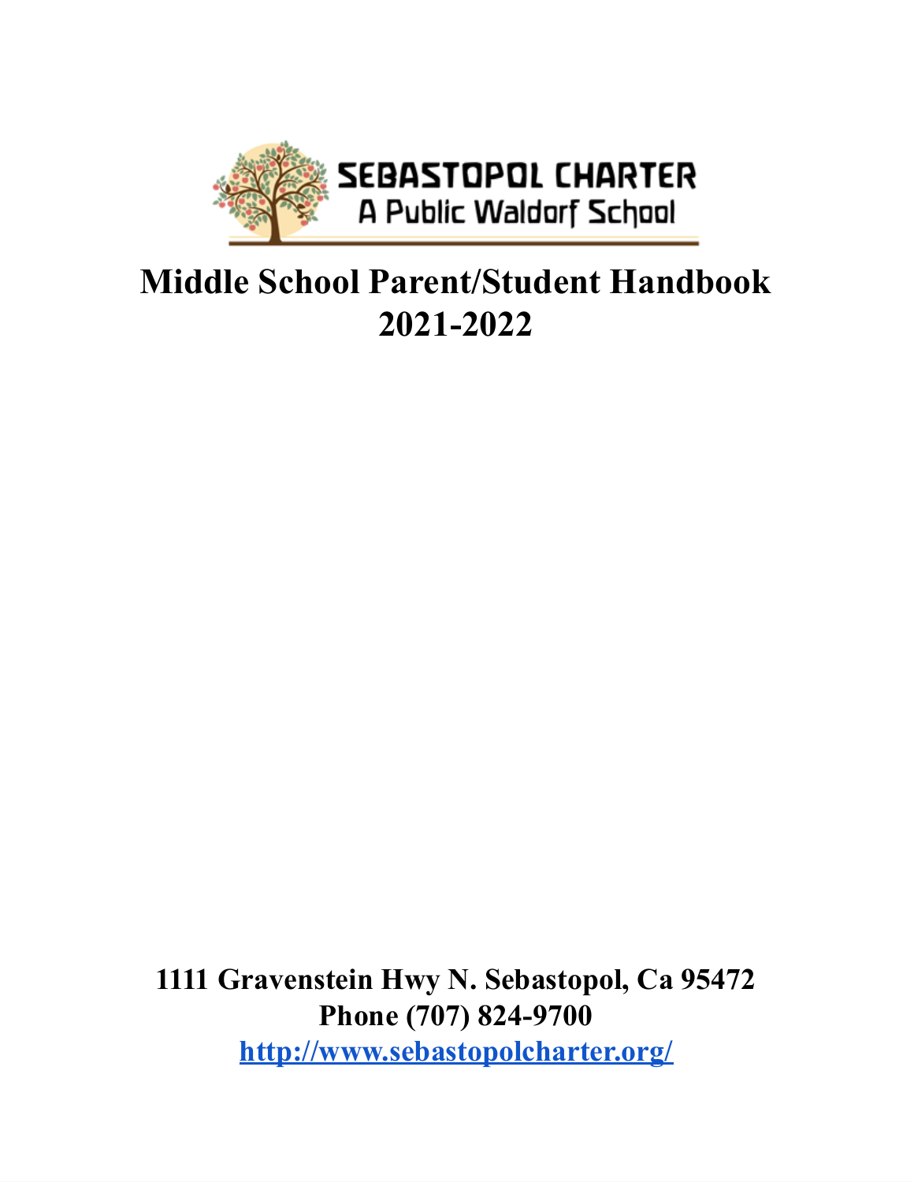SEBASTOPOL CHARTER

A Public Waldorf School

# Middle School Parent/Student Handbook 2021-2022

**1111 Gravenstein Hwy N. Sebastopol, Ca 95472**

**Phone (707) 824-9700**

**http://www.sebastopolcharter.org/**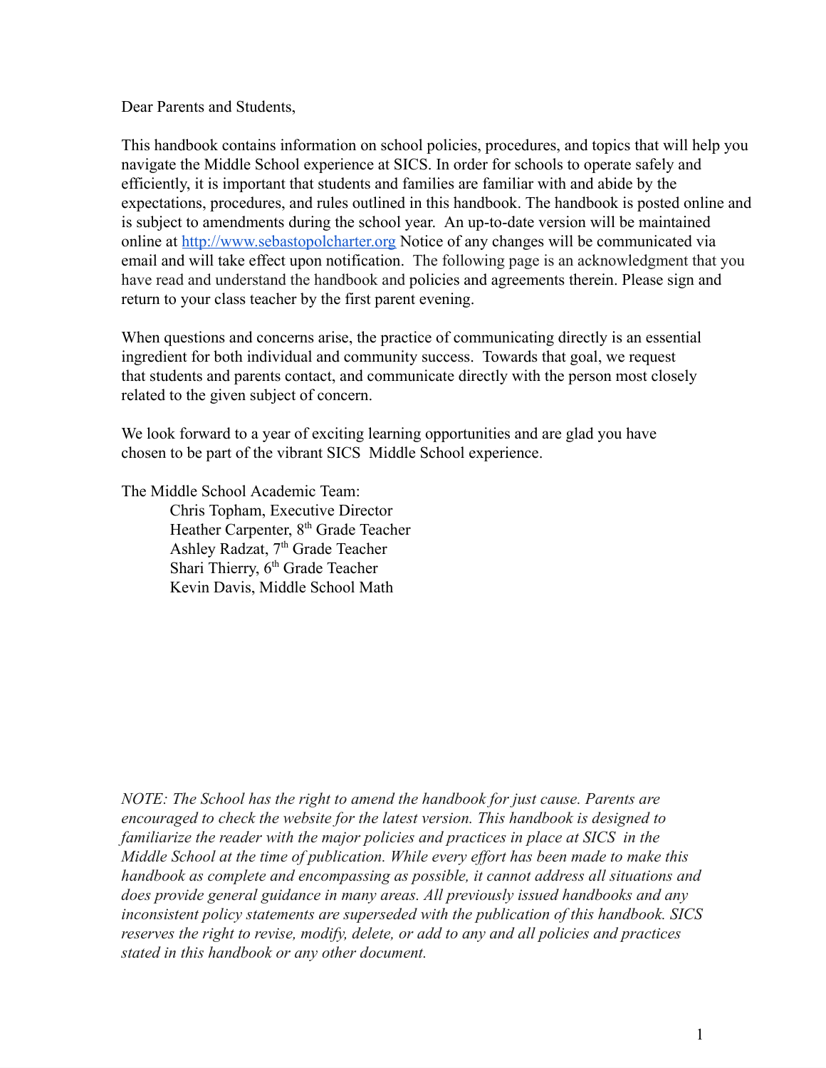Dear Parents and Students,

This handbook contains information on school policies, procedures, and topics that will help you navigate the Middle School experience at SICS. In order for schools to operate safely and efficiently, it is important that students and families are familiar with and abide by the expectations, procedures, and rules outlined in this handbook. The handbook is posted online and is subject to amendments during the school year. An up-to-date version will be maintained online at [http://www.sebastopolcharter.org](http://www.sebastopolcharter.org) Notice of any changes will be communicated via email and will take effect upon notification. The following page is an acknowledgment that you have read and understand the handbook and policies and agreements therein. Please sign and return to your class teacher by the first parent evening.

When questions and concerns arise, the practice of communicating directly is an essential ingredient for both individual and community success. Towards that goal, we request that students and parents contact, and communicate directly with the person most closely related to the given subject of concern.

We look forward to a year of exciting learning opportunities and are glad you have chosen to be part of the vibrant SICS Middle School experience.

The Middle School Academic Team:

Chris Topham, Executive Director
Heather Carpenter, 8th Grade Teacher
Ashley Radzat, 7th Grade Teacher
Shari Thierry, 6th Grade Teacher
Kevin Davis, Middle School Math

*NOTE: The School has the right to amend the handbook for just cause. Parents are encouraged to check the website for the latest version. This handbook is designed to familiarize the reader with the major policies and practices in place at SICS in the Middle School at the time of publication. While every effort has been made to make this handbook as complete and encompassing as possible, it cannot address all situations and does provide general guidance in many areas. All previously issued handbooks and any inconsistent policy statements are superseded with the publication of this handbook. SICS reserves the right to revise, modify, delete, or add to any and all policies and practices stated in this handbook or any other document.*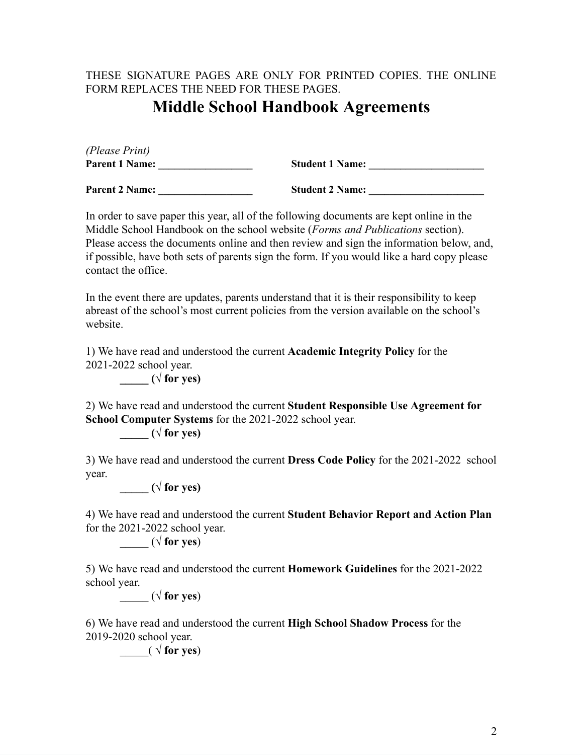THESE SIGNATURE PAGES ARE ONLY FOR PRINTED COPIES. THE ONLINE FORM REPLACES THE NEED FOR THESE PAGES.

# Middle School Handbook Agreements

*(Please Print)*

**Parent 1 Name:** __________________ **Student 1 Name:** ______________________

**Parent 2 Name:** __________________ **Student 2 Name:** ______________________

In order to save paper this year, all of the following documents are kept online in the Middle School Handbook on the school website (*Forms and Publications* section). Please access the documents online and then review and sign the information below, and, if possible, have both sets of parents sign the form. If you would like a hard copy please contact the office.

In the event there are updates, parents understand that it is their responsibility to keep abreast of the school's most current policies from the version available on the school's website.

1) We have read and understood the current **Academic Integrity Policy** for the 2021-2022 school year.

**_____ (√ for yes)**

2) We have read and understood the current **Student Responsible Use Agreement for School Computer Systems** for the 2021-2022 school year.

**_____ (√ for yes)**

3) We have read and understood the current **Dress Code Policy** for the 2021-2022 school year.

**_____ (√ for yes)**

4) We have read and understood the current **Student Behavior Report and Action Plan** for the 2021-2022 school year.

_____ (√ **for yes**)

5) We have read and understood the current **Homework Guidelines** for the 2021-2022 school year.

_____ (√ **for yes**)

6) We have read and understood the current **High School Shadow Process** for the 2019-2020 school year.

_____( √ **for yes**)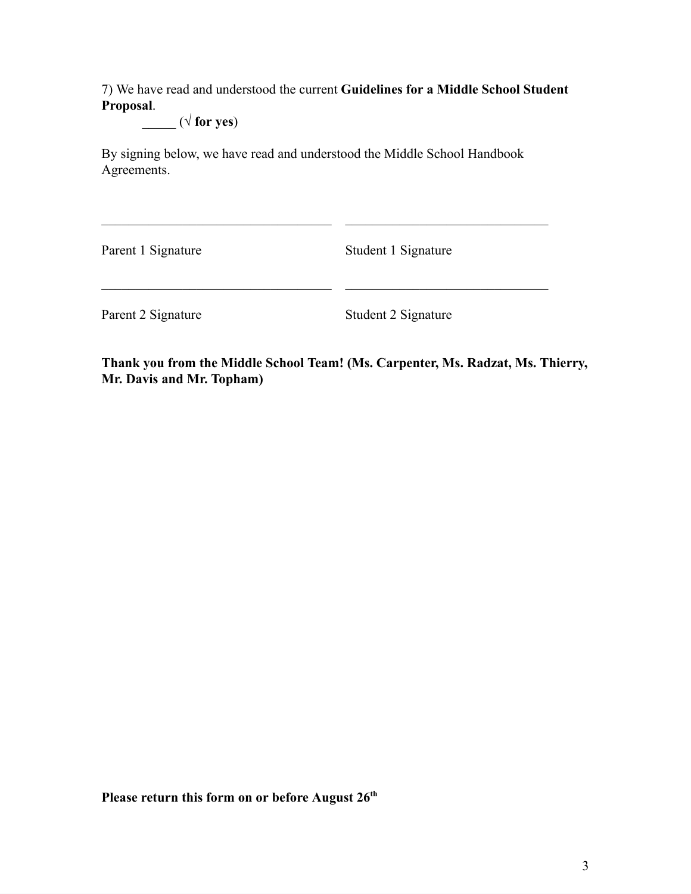7) We have read and understood the current **Guidelines for a Middle School Student Proposal**.

_____ (**√ for yes**)

By signing below, we have read and understood the Middle School Handbook Agreements.

| | |
|---|---|
| ______________________________ | ______________________________ |
| Parent 1 Signature | Student 1 Signature |
| ______________________________ | ______________________________ |
| Parent 2 Signature | Student 2 Signature |

**Thank you from the Middle School Team! (Ms. Carpenter, Ms. Radzat, Ms. Thierry, Mr. Davis and Mr. Topham)**

**Please return this form on or before August 26th**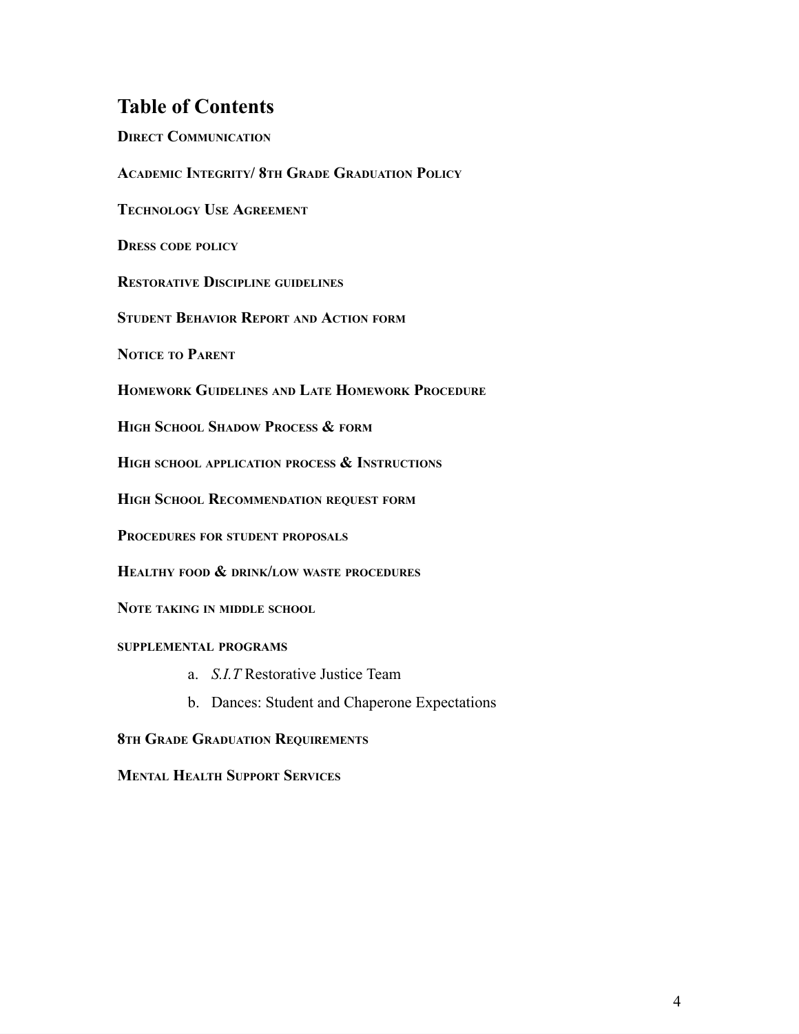## Table of Contents

**Direct Communication**

**Academic Integrity/ 8th Grade Graduation Policy**

**Technology Use Agreement**

**Dress code policy**

**Restorative Discipline guidelines**

**Student Behavior Report and Action form**

**Notice to Parent**

**Homework Guidelines and Late Homework Procedure**

**High School Shadow Process & form**

**High school application process & Instructions**

**High School Recommendation request form**

**Procedures for student proposals**

**Healthy food & drink/low waste procedures**

**Note taking in middle school**

**supplemental programs**

a. *S.I.T* Restorative Justice Team

b. Dances: Student and Chaperone Expectations

**8th Grade Graduation Requirements**

**Mental Health Support Services**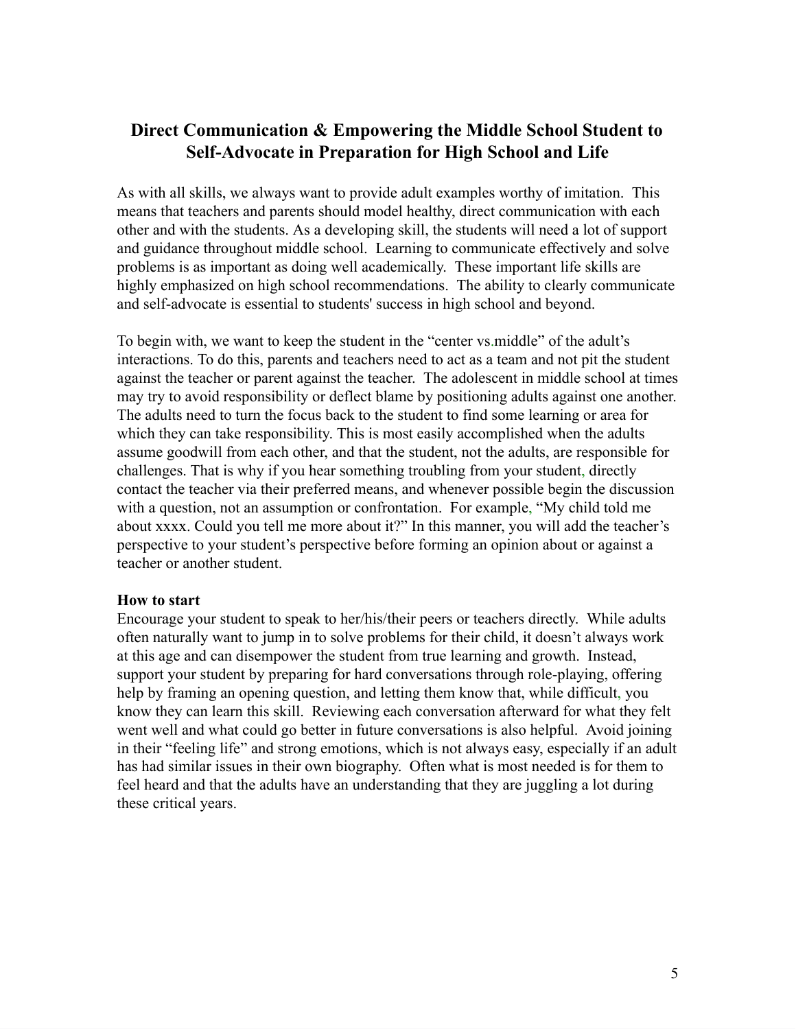## Direct Communication & Empowering the Middle School Student to Self-Advocate in Preparation for High School and Life

As with all skills, we always want to provide adult examples worthy of imitation. This means that teachers and parents should model healthy, direct communication with each other and with the students. As a developing skill, the students will need a lot of support and guidance throughout middle school. Learning to communicate effectively and solve problems is as important as doing well academically. These important life skills are highly emphasized on high school recommendations. The ability to clearly communicate and self-advocate is essential to students' success in high school and beyond.

To begin with, we want to keep the student in the "center vs.middle" of the adult's interactions. To do this, parents and teachers need to act as a team and not pit the student against the teacher or parent against the teacher. The adolescent in middle school at times may try to avoid responsibility or deflect blame by positioning adults against one another. The adults need to turn the focus back to the student to find some learning or area for which they can take responsibility. This is most easily accomplished when the adults assume goodwill from each other, and that the student, not the adults, are responsible for challenges. That is why if you hear something troubling from your student, directly contact the teacher via their preferred means, and whenever possible begin the discussion with a question, not an assumption or confrontation. For example, "My child told me about xxxx. Could you tell me more about it?" In this manner, you will add the teacher's perspective to your student's perspective before forming an opinion about or against a teacher or another student.

**How to start**

Encourage your student to speak to her/his/their peers or teachers directly. While adults often naturally want to jump in to solve problems for their child, it doesn't always work at this age and can disempower the student from true learning and growth. Instead, support your student by preparing for hard conversations through role-playing, offering help by framing an opening question, and letting them know that, while difficult, you know they can learn this skill. Reviewing each conversation afterward for what they felt went well and what could go better in future conversations is also helpful. Avoid joining in their "feeling life" and strong emotions, which is not always easy, especially if an adult has had similar issues in their own biography. Often what is most needed is for them to feel heard and that the adults have an understanding that they are juggling a lot during these critical years.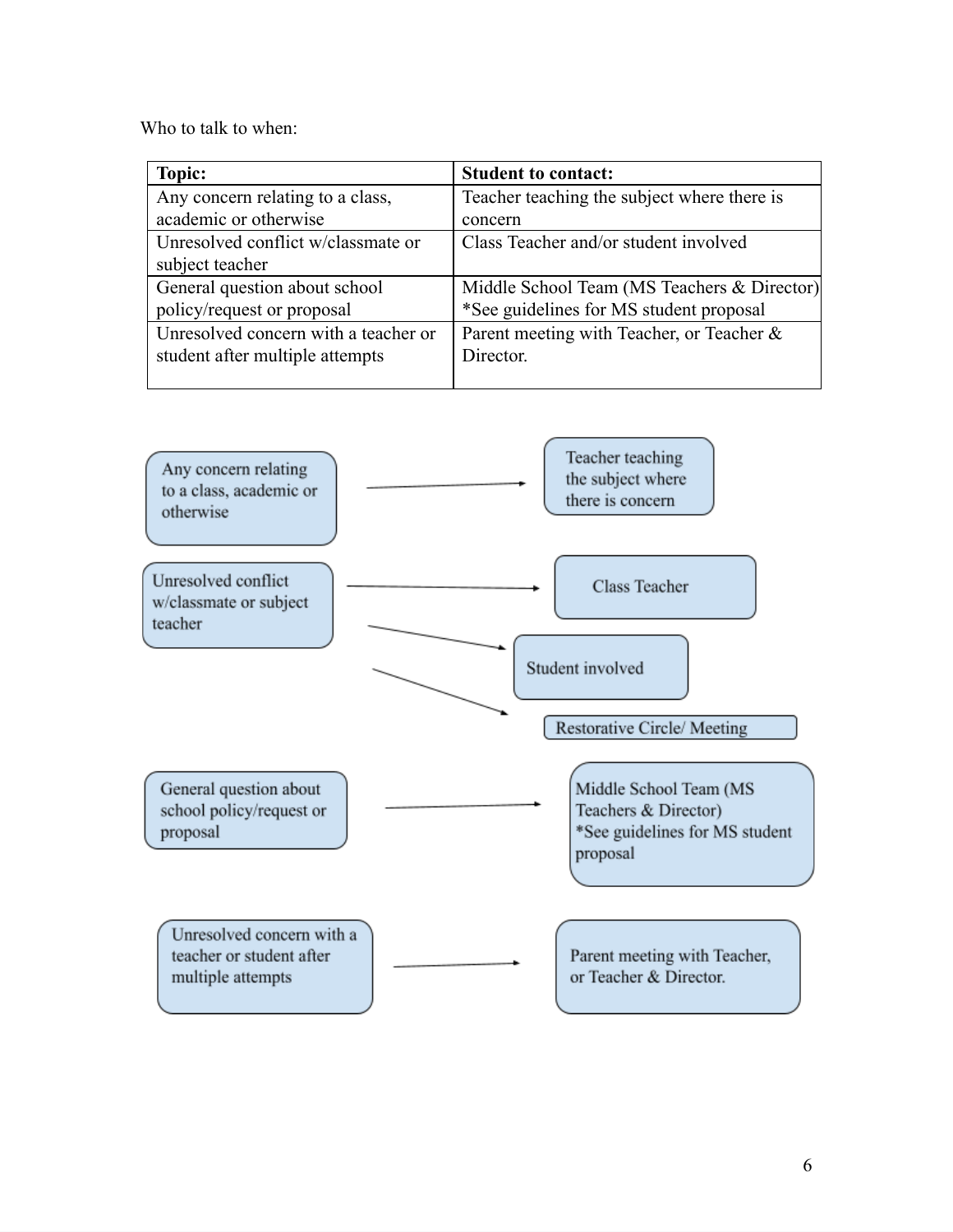Who to talk to when:

| Topic: | Student to contact: |
|---|---|
| Any concern relating to a class, academic or otherwise | Teacher teaching the subject where there is concern |
| Unresolved conflict w/classmate or subject teacher | Class Teacher and/or student involved |
| General question about school policy/request or proposal | Middle School Team (MS Teachers & Director) *See guidelines for MS student proposal |
| Unresolved concern with a teacher or student after multiple attempts | Parent meeting with Teacher, or Teacher & Director. |

Any concern relating to a class, academic or otherwise → Teacher teaching the subject where there is concern

Unresolved conflict w/classmate or subject teacher → Class Teacher

Unresolved conflict w/classmate or subject teacher → Student involved

Unresolved conflict w/classmate or subject teacher → Restorative Circle/ Meeting

General question about school policy/request or proposal → Middle School Team (MS Teachers & Director) *See guidelines for MS student proposal

Unresolved concern with a teacher or student after multiple attempts → Parent meeting with Teacher, or Teacher & Director.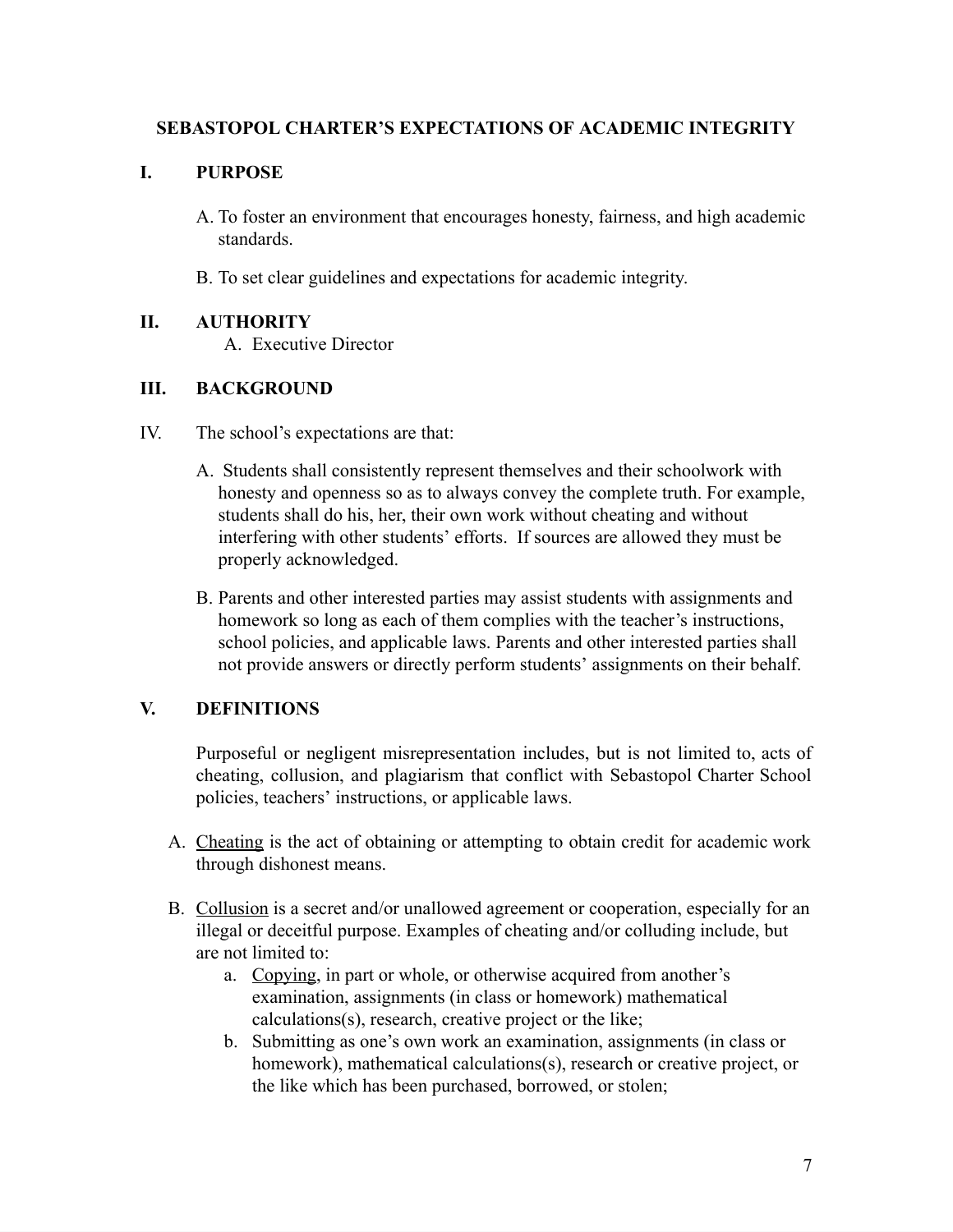## SEBASTOPOL CHARTER'S EXPECTATIONS OF ACADEMIC INTEGRITY

### I. PURPOSE

A. To foster an environment that encourages honesty, fairness, and high academic standards.

B. To set clear guidelines and expectations for academic integrity.

### II. AUTHORITY

A. Executive Director

### III. BACKGROUND

IV. The school's expectations are that:

A. Students shall consistently represent themselves and their schoolwork with honesty and openness so as to always convey the complete truth. For example, students shall do his, her, their own work without cheating and without interfering with other students' efforts. If sources are allowed they must be properly acknowledged.

B. Parents and other interested parties may assist students with assignments and homework so long as each of them complies with the teacher's instructions, school policies, and applicable laws. Parents and other interested parties shall not provide answers or directly perform students' assignments on their behalf.

### V. DEFINITIONS

Purposeful or negligent misrepresentation includes, but is not limited to, acts of cheating, collusion, and plagiarism that conflict with Sebastopol Charter School policies, teachers' instructions, or applicable laws.

A. <u>Cheating</u> is the act of obtaining or attempting to obtain credit for academic work through dishonest means.

B. <u>Collusion</u> is a secret and/or unallowed agreement or cooperation, especially for an illegal or deceitful purpose. Examples of cheating and/or colluding include, but are not limited to:

   a. <u>Copying</u>, in part or whole, or otherwise acquired from another's examination, assignments (in class or homework) mathematical calculations(s), research, creative project or the like;
   b. Submitting as one's own work an examination, assignments (in class or homework), mathematical calculations(s), research or creative project, or the like which has been purchased, borrowed, or stolen;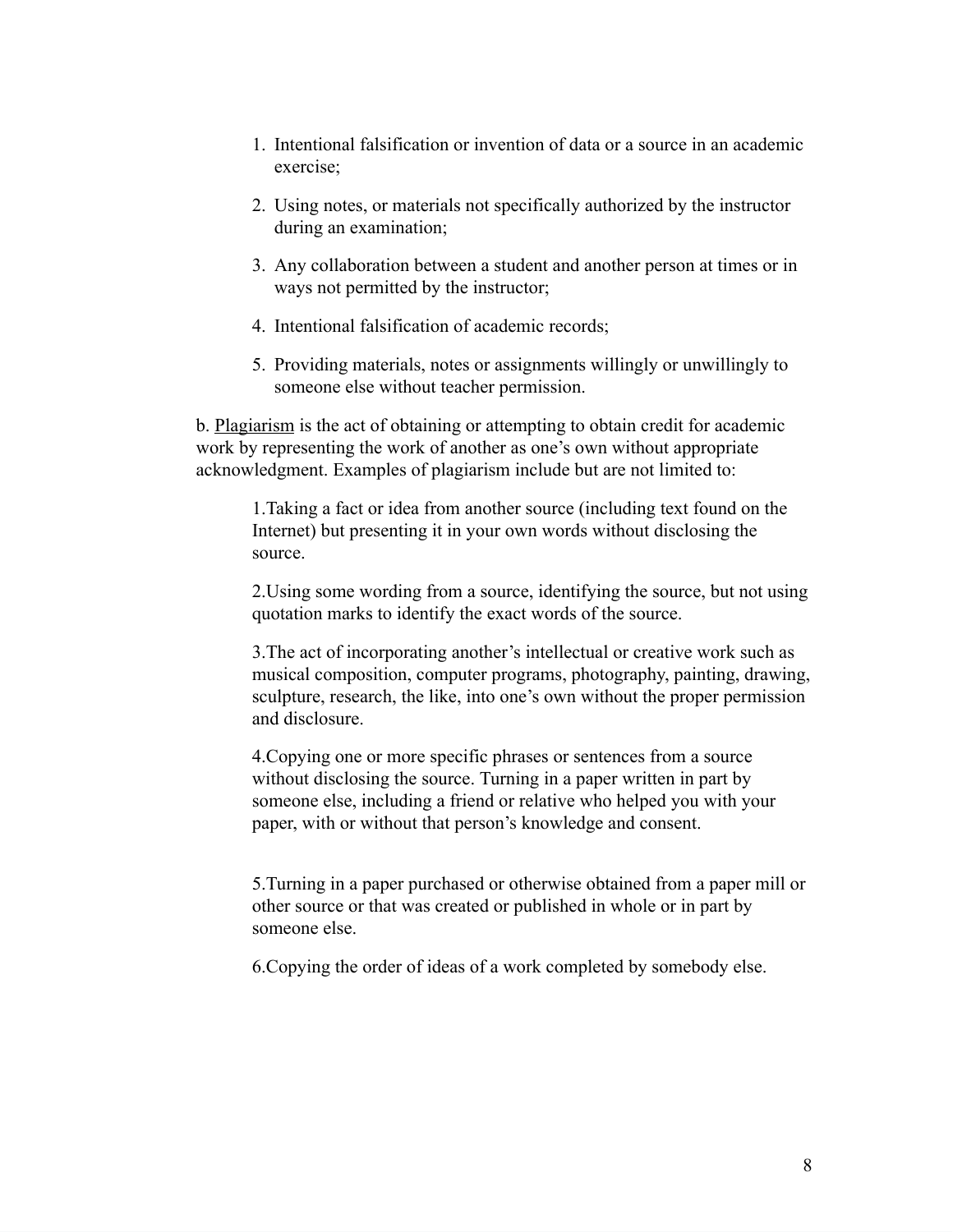1. Intentional falsification or invention of data or a source in an academic exercise;

2. Using notes, or materials not specifically authorized by the instructor during an examination;

3. Any collaboration between a student and another person at times or in ways not permitted by the instructor;

4. Intentional falsification of academic records;

5. Providing materials, notes or assignments willingly or unwillingly to someone else without teacher permission.

b. <u>Plagiarism</u> is the act of obtaining or attempting to obtain credit for academic work by representing the work of another as one's own without appropriate acknowledgment. Examples of plagiarism include but are not limited to:

> 1.Taking a fact or idea from another source (including text found on the Internet) but presenting it in your own words without disclosing the source.
>
> 2.Using some wording from a source, identifying the source, but not using quotation marks to identify the exact words of the source.
>
> 3.The act of incorporating another's intellectual or creative work such as musical composition, computer programs, photography, painting, drawing, sculpture, research, the like, into one's own without the proper permission and disclosure.
>
> 4.Copying one or more specific phrases or sentences from a source without disclosing the source. Turning in a paper written in part by someone else, including a friend or relative who helped you with your paper, with or without that person's knowledge and consent.
>
> 5.Turning in a paper purchased or otherwise obtained from a paper mill or other source or that was created or published in whole or in part by someone else.
>
> 6.Copying the order of ideas of a work completed by somebody else.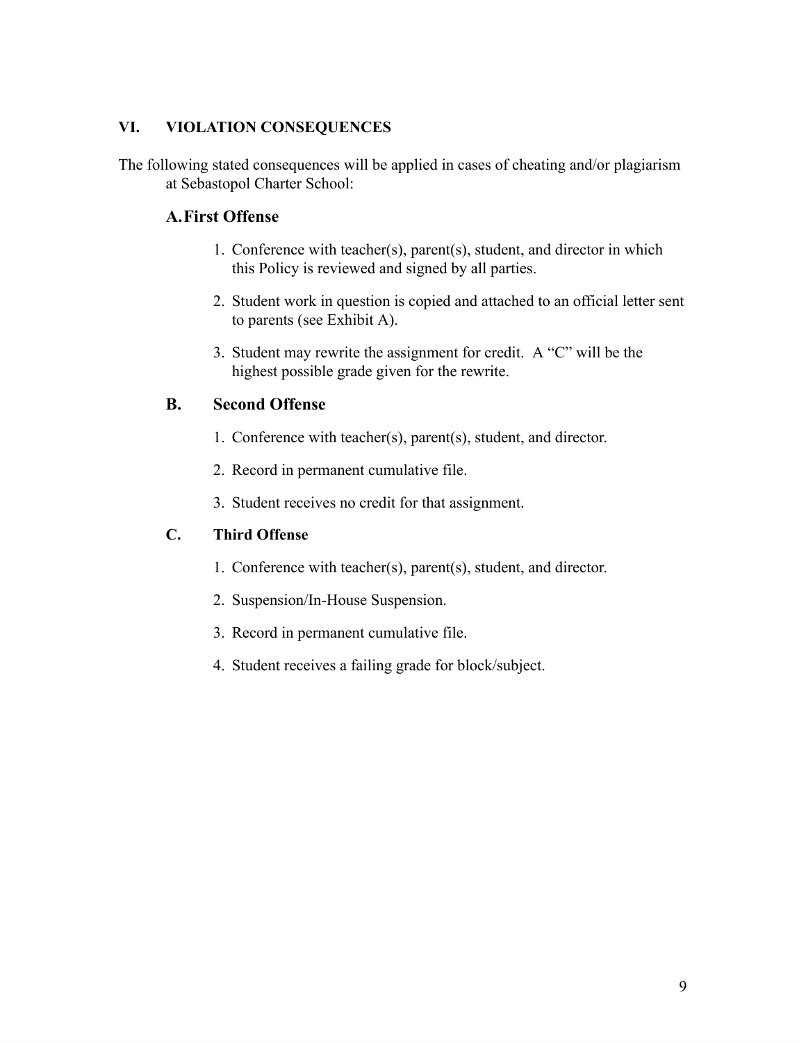## VI. VIOLATION CONSEQUENCES

The following stated consequences will be applied in cases of cheating and/or plagiarism at Sebastopol Charter School:

### A. First Offense

1. Conference with teacher(s), parent(s), student, and director in which this Policy is reviewed and signed by all parties.
2. Student work in question is copied and attached to an official letter sent to parents (see Exhibit A).
3. Student may rewrite the assignment for credit. A "C" will be the highest possible grade given for the rewrite.

### B. Second Offense

1. Conference with teacher(s), parent(s), student, and director.
2. Record in permanent cumulative file.
3. Student receives no credit for that assignment.

### C. Third Offense

1. Conference with teacher(s), parent(s), student, and director.
2. Suspension/In-House Suspension.
3. Record in permanent cumulative file.
4. Student receives a failing grade for block/subject.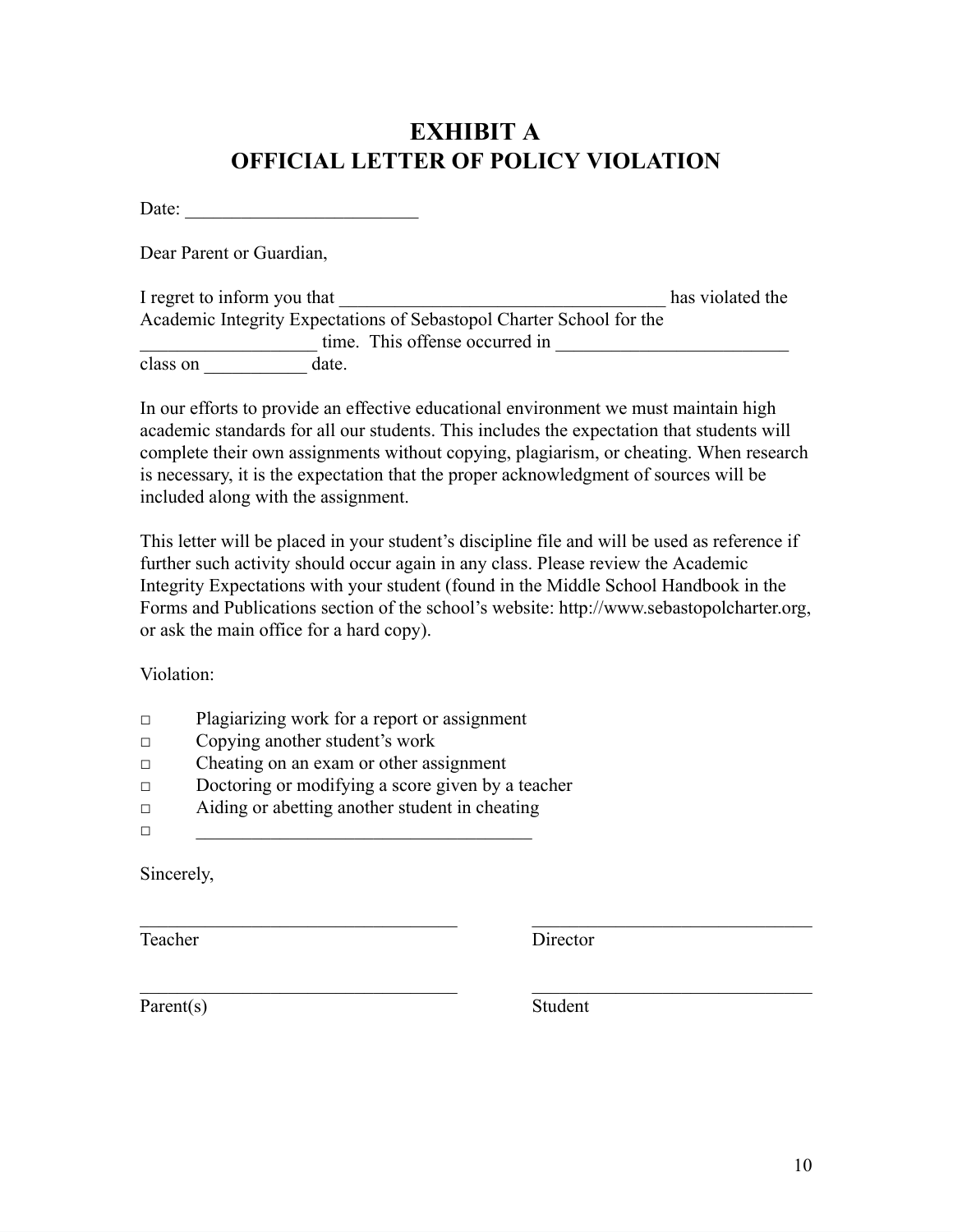# EXHIBIT A
# OFFICIAL LETTER OF POLICY VIOLATION

Date: _________________________

Dear Parent or Guardian,

I regret to inform you that ___________________________________ has violated the Academic Integrity Expectations of Sebastopol Charter School for the ___________________ time. This offense occurred in _________________________ class on ___________ date.

In our efforts to provide an effective educational environment we must maintain high academic standards for all our students. This includes the expectation that students will complete their own assignments without copying, plagiarism, or cheating. When research is necessary, it is the expectation that the proper acknowledgment of sources will be included along with the assignment.

This letter will be placed in your student's discipline file and will be used as reference if further such activity should occur again in any class. Please review the Academic Integrity Expectations with your student (found in the Middle School Handbook in the Forms and Publications section of the school's website: http://www.sebastopolcharter.org, or ask the main office for a hard copy).

Violation:

- ◻ Plagiarizing work for a report or assignment
- ◻ Copying another student's work
- ◻ Cheating on an exam or other assignment
- ◻ Doctoring or modifying a score given by a teacher
- ◻ Aiding or abetting another student in cheating
- ◻ _____________________________________

Sincerely,

| | |
|---|---|
| ___________________________________ | _______________________________ |
| Teacher | Director |
| ___________________________________ | _______________________________ |
| Parent(s) | Student |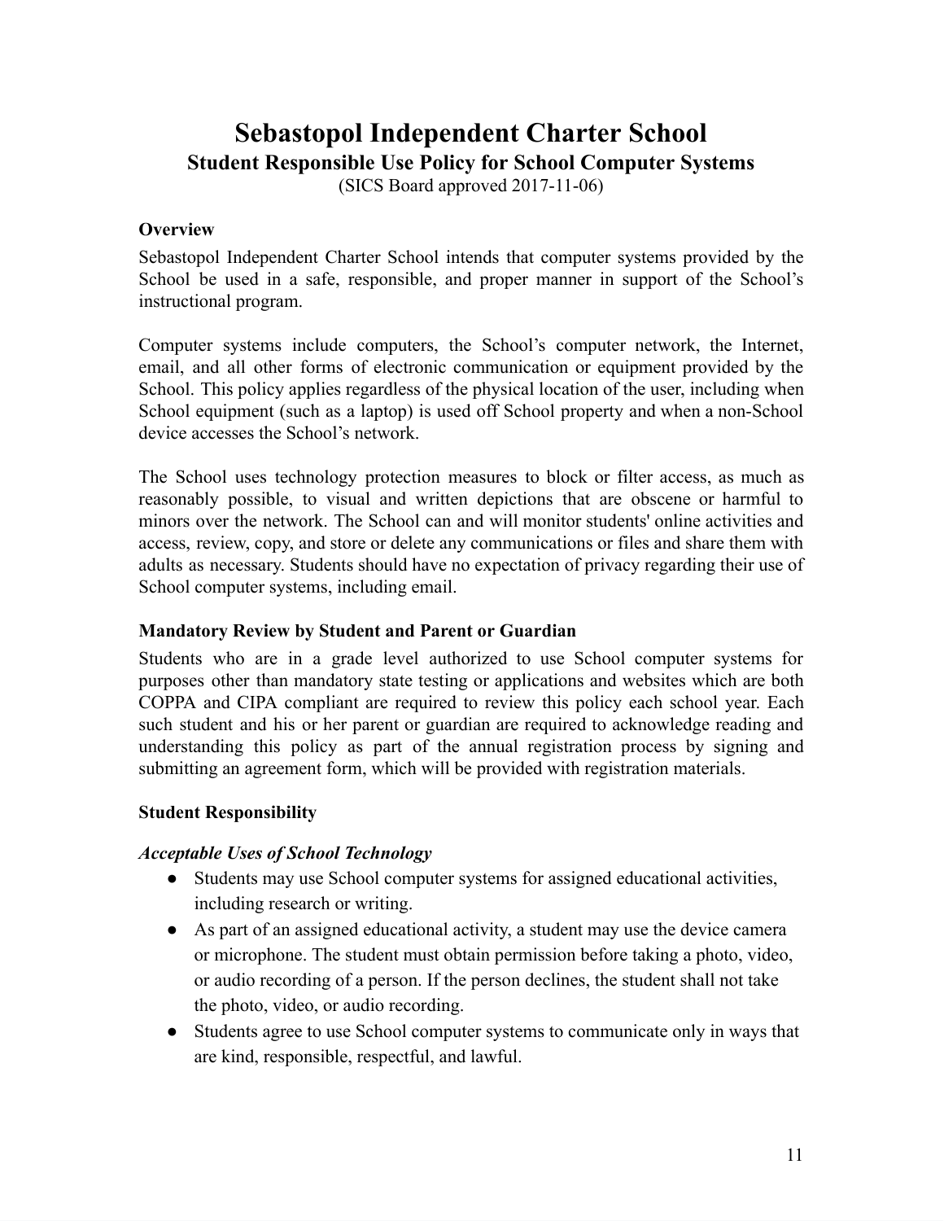# Sebastopol Independent Charter School

## Student Responsible Use Policy for School Computer Systems

(SICS Board approved 2017-11-06)

### Overview

Sebastopol Independent Charter School intends that computer systems provided by the School be used in a safe, responsible, and proper manner in support of the School's instructional program.

Computer systems include computers, the School's computer network, the Internet, email, and all other forms of electronic communication or equipment provided by the School. This policy applies regardless of the physical location of the user, including when School equipment (such as a laptop) is used off School property and when a non-School device accesses the School's network.

The School uses technology protection measures to block or filter access, as much as reasonably possible, to visual and written depictions that are obscene or harmful to minors over the network. The School can and will monitor students' online activities and access, review, copy, and store or delete any communications or files and share them with adults as necessary. Students should have no expectation of privacy regarding their use of School computer systems, including email.

### Mandatory Review by Student and Parent or Guardian

Students who are in a grade level authorized to use School computer systems for purposes other than mandatory state testing or applications and websites which are both COPPA and CIPA compliant are required to review this policy each school year. Each such student and his or her parent or guardian are required to acknowledge reading and understanding this policy as part of the annual registration process by signing and submitting an agreement form, which will be provided with registration materials.

### Student Responsibility

#### *Acceptable Uses of School Technology*

- Students may use School computer systems for assigned educational activities, including research or writing.
- As part of an assigned educational activity, a student may use the device camera or microphone. The student must obtain permission before taking a photo, video, or audio recording of a person. If the person declines, the student shall not take the photo, video, or audio recording.
- Students agree to use School computer systems to communicate only in ways that are kind, responsible, respectful, and lawful.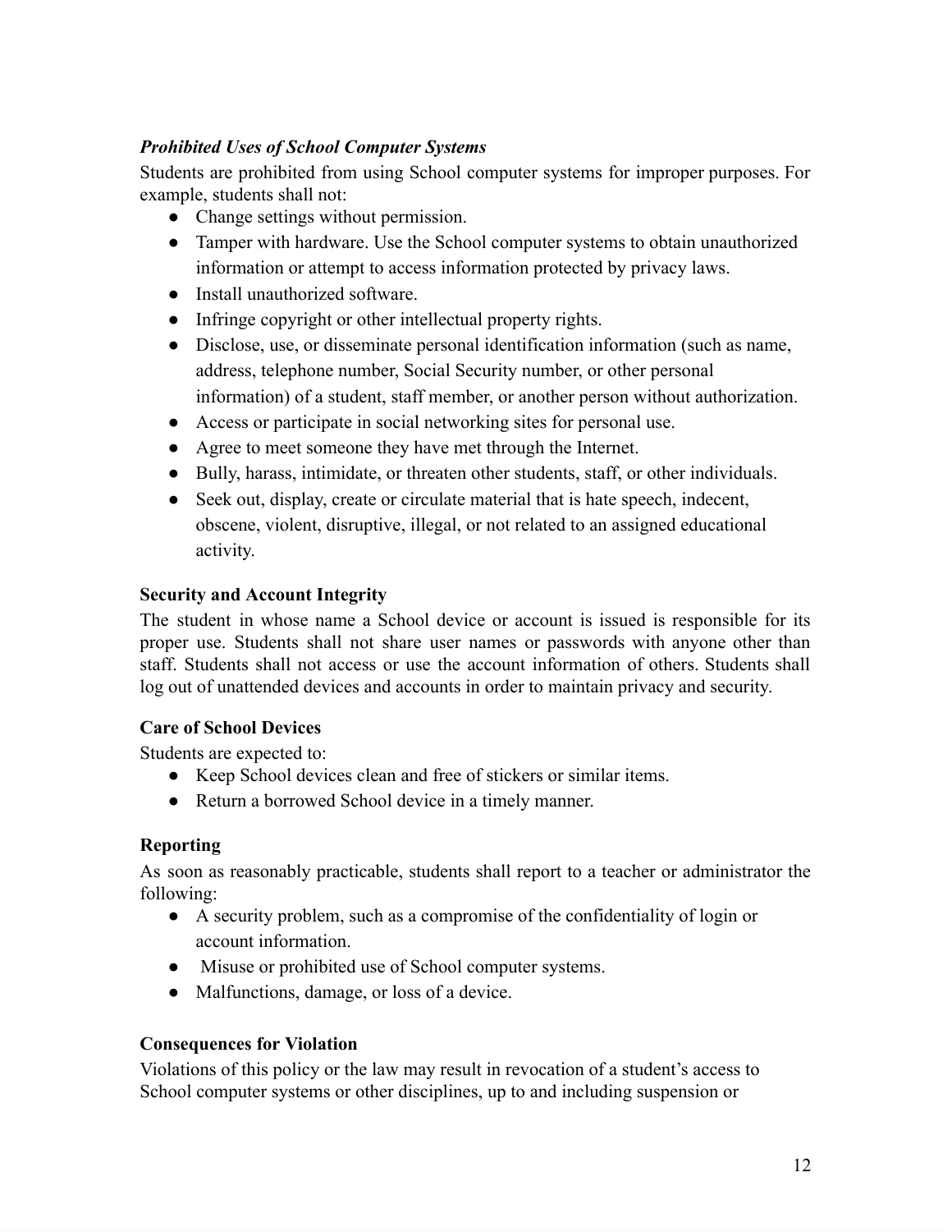***Prohibited Uses of School Computer Systems***

Students are prohibited from using School computer systems for improper purposes. For example, students shall not:

- Change settings without permission.
- Tamper with hardware. Use the School computer systems to obtain unauthorized information or attempt to access information protected by privacy laws.
- Install unauthorized software.
- Infringe copyright or other intellectual property rights.
- Disclose, use, or disseminate personal identification information (such as name, address, telephone number, Social Security number, or other personal information) of a student, staff member, or another person without authorization.
- Access or participate in social networking sites for personal use.
- Agree to meet someone they have met through the Internet.
- Bully, harass, intimidate, or threaten other students, staff, or other individuals.
- Seek out, display, create or circulate material that is hate speech, indecent, obscene, violent, disruptive, illegal, or not related to an assigned educational activity.

**Security and Account Integrity**

The student in whose name a School device or account is issued is responsible for its proper use. Students shall not share user names or passwords with anyone other than staff. Students shall not access or use the account information of others. Students shall log out of unattended devices and accounts in order to maintain privacy and security.

**Care of School Devices**

Students are expected to:

- Keep School devices clean and free of stickers or similar items.
- Return a borrowed School device in a timely manner.

**Reporting**

As soon as reasonably practicable, students shall report to a teacher or administrator the following:

- A security problem, such as a compromise of the confidentiality of login or account information.
- Misuse or prohibited use of School computer systems.
- Malfunctions, damage, or loss of a device.

**Consequences for Violation**

Violations of this policy or the law may result in revocation of a student's access to School computer systems or other disciplines, up to and including suspension or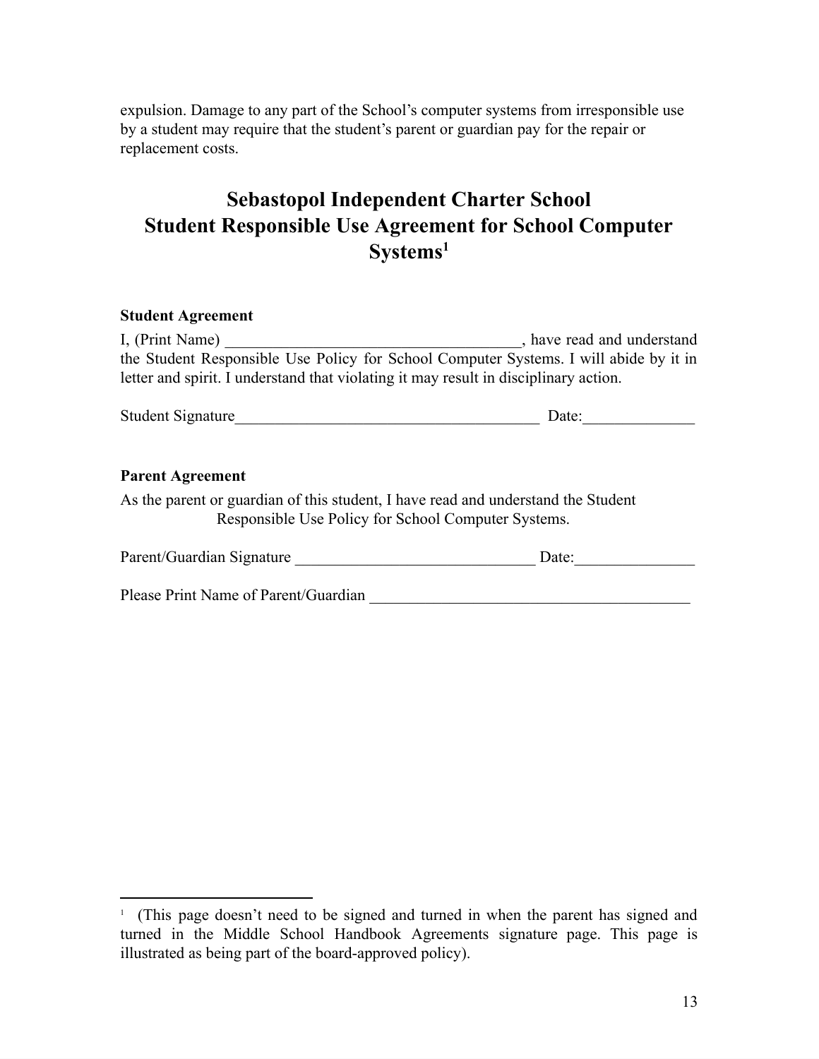expulsion. Damage to any part of the School's computer systems from irresponsible use by a student may require that the student's parent or guardian pay for the repair or replacement costs.

# Sebastopol Independent Charter School
# Student Responsible Use Agreement for School Computer Systems[1]

**Student Agreement**

I, (Print Name) ______________________________________, have read and understand the Student Responsible Use Policy for School Computer Systems. I will abide by it in letter and spirit. I understand that violating it may result in disciplinary action.

Student Signature_______________________________________ Date:______________

**Parent Agreement**

As the parent or guardian of this student, I have read and understand the Student Responsible Use Policy for School Computer Systems.

Parent/Guardian Signature ______________________________ Date:_______________

Please Print Name of Parent/Guardian ________________________________________

---

[1] (This page doesn't need to be signed and turned in when the parent has signed and turned in the Middle School Handbook Agreements signature page. This page is illustrated as being part of the board-approved policy).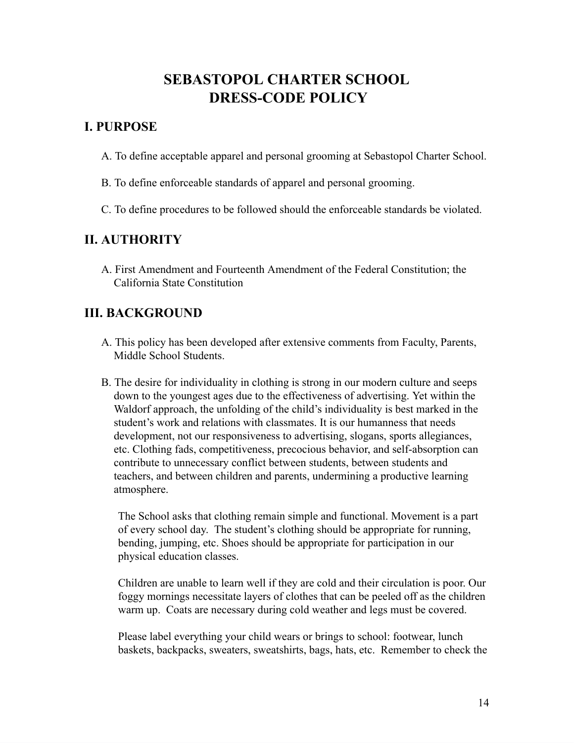# SEBASTOPOL CHARTER SCHOOL DRESS-CODE POLICY

## I. PURPOSE

A. To define acceptable apparel and personal grooming at Sebastopol Charter School.

B. To define enforceable standards of apparel and personal grooming.

C. To define procedures to be followed should the enforceable standards be violated.

## II. AUTHORITY

A. First Amendment and Fourteenth Amendment of the Federal Constitution; the California State Constitution

## III. BACKGROUND

A. This policy has been developed after extensive comments from Faculty, Parents, Middle School Students.

B. The desire for individuality in clothing is strong in our modern culture and seeps down to the youngest ages due to the effectiveness of advertising. Yet within the Waldorf approach, the unfolding of the child's individuality is best marked in the student's work and relations with classmates. It is our humanness that needs development, not our responsiveness to advertising, slogans, sports allegiances, etc. Clothing fads, competitiveness, precocious behavior, and self-absorption can contribute to unnecessary conflict between students, between students and teachers, and between children and parents, undermining a productive learning atmosphere.

The School asks that clothing remain simple and functional. Movement is a part of every school day. The student's clothing should be appropriate for running, bending, jumping, etc. Shoes should be appropriate for participation in our physical education classes.

Children are unable to learn well if they are cold and their circulation is poor. Our foggy mornings necessitate layers of clothes that can be peeled off as the children warm up. Coats are necessary during cold weather and legs must be covered.

Please label everything your child wears or brings to school: footwear, lunch baskets, backpacks, sweaters, sweatshirts, bags, hats, etc. Remember to check the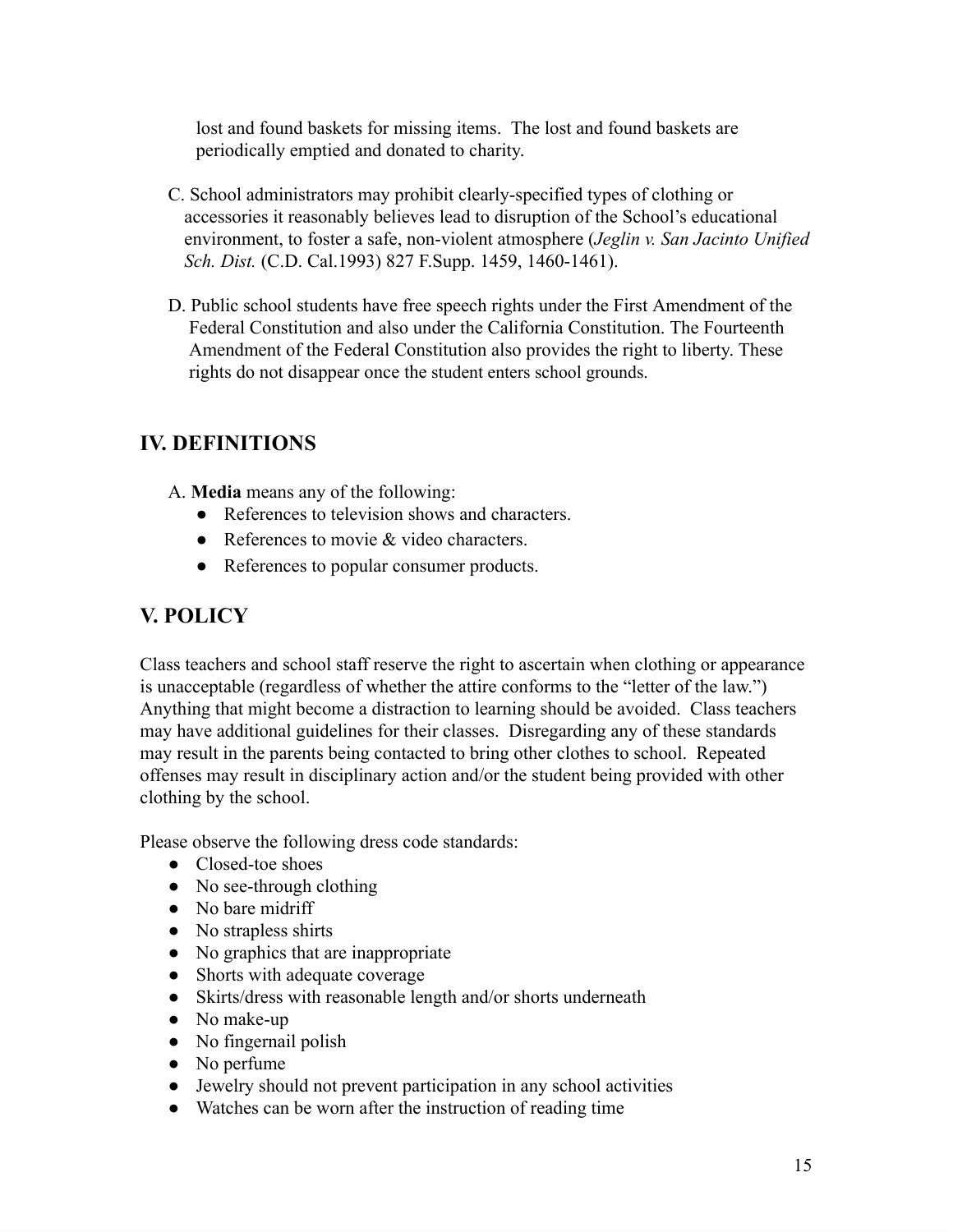lost and found baskets for missing items. The lost and found baskets are periodically emptied and donated to charity.

C. School administrators may prohibit clearly-specified types of clothing or accessories it reasonably believes lead to disruption of the School's educational environment, to foster a safe, non-violent atmosphere (*Jeglin v. San Jacinto Unified Sch. Dist.* (C.D. Cal.1993) 827 F.Supp. 1459, 1460-1461).

D. Public school students have free speech rights under the First Amendment of the Federal Constitution and also under the California Constitution. The Fourteenth Amendment of the Federal Constitution also provides the right to liberty. These rights do not disappear once the student enters school grounds.

## IV. DEFINITIONS

A. **Media** means any of the following:

- References to television shows and characters.
- References to movie & video characters.
- References to popular consumer products.

## V. POLICY

Class teachers and school staff reserve the right to ascertain when clothing or appearance is unacceptable (regardless of whether the attire conforms to the "letter of the law.") Anything that might become a distraction to learning should be avoided. Class teachers may have additional guidelines for their classes. Disregarding any of these standards may result in the parents being contacted to bring other clothes to school. Repeated offenses may result in disciplinary action and/or the student being provided with other clothing by the school.

Please observe the following dress code standards:

- Closed-toe shoes
- No see-through clothing
- No bare midriff
- No strapless shirts
- No graphics that are inappropriate
- Shorts with adequate coverage
- Skirts/dress with reasonable length and/or shorts underneath
- No make-up
- No fingernail polish
- No perfume
- Jewelry should not prevent participation in any school activities
- Watches can be worn after the instruction of reading time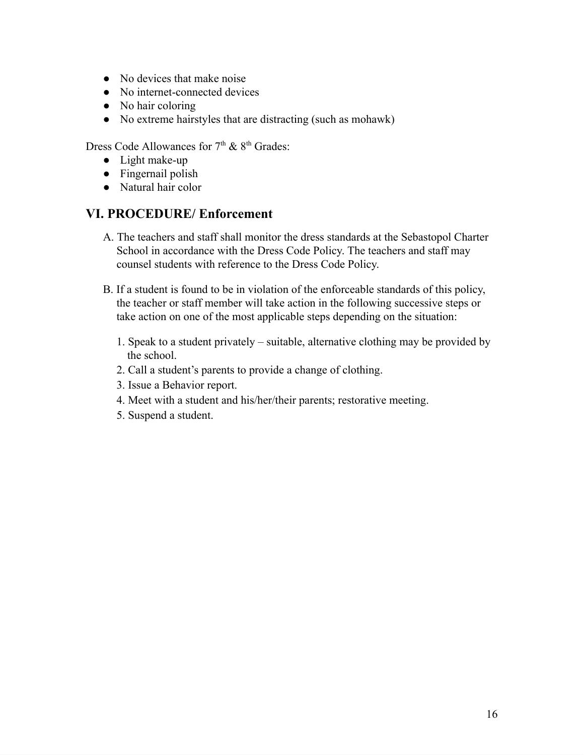- No devices that make noise
- No internet-connected devices
- No hair coloring
- No extreme hairstyles that are distracting (such as mohawk)

Dress Code Allowances for 7th & 8th Grades:

- Light make-up
- Fingernail polish
- Natural hair color

## VI. PROCEDURE/ Enforcement

A. The teachers and staff shall monitor the dress standards at the Sebastopol Charter School in accordance with the Dress Code Policy. The teachers and staff may counsel students with reference to the Dress Code Policy.

B. If a student is found to be in violation of the enforceable standards of this policy, the teacher or staff member will take action in the following successive steps or take action on one of the most applicable steps depending on the situation:

1. Speak to a student privately – suitable, alternative clothing may be provided by the school.
2. Call a student's parents to provide a change of clothing.
3. Issue a Behavior report.
4. Meet with a student and his/her/their parents; restorative meeting.
5. Suspend a student.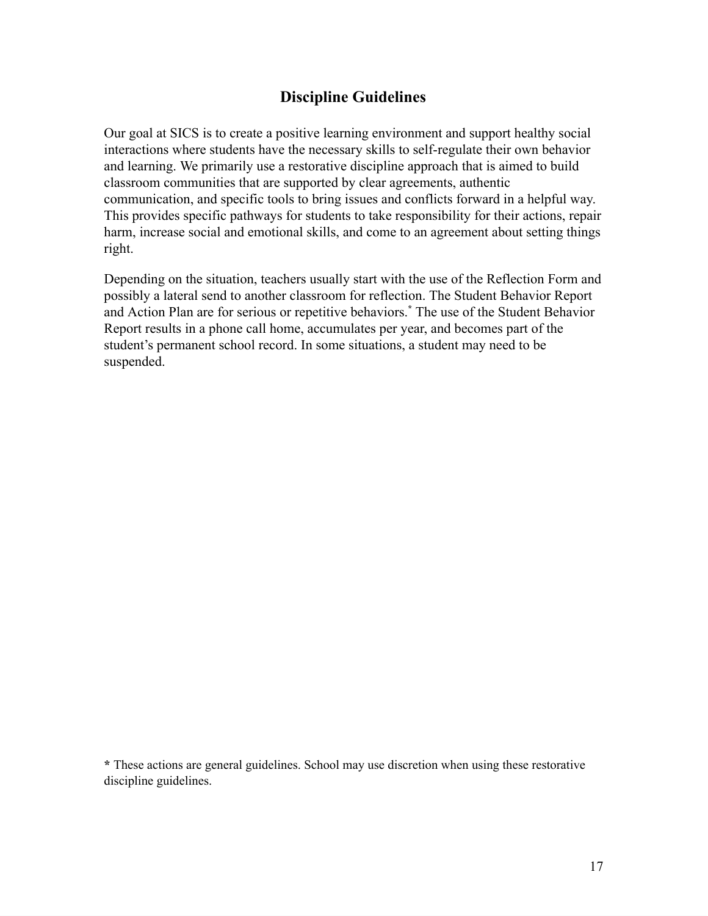# Discipline Guidelines

Our goal at SICS is to create a positive learning environment and support healthy social interactions where students have the necessary skills to self-regulate their own behavior and learning. We primarily use a restorative discipline approach that is aimed to build classroom communities that are supported by clear agreements, authentic communication, and specific tools to bring issues and conflicts forward in a helpful way. This provides specific pathways for students to take responsibility for their actions, repair harm, increase social and emotional skills, and come to an agreement about setting things right.

Depending on the situation, teachers usually start with the use of the Reflection Form and possibly a lateral send to another classroom for reflection. The Student Behavior Report and Action Plan are for serious or repetitive behaviors.[*] The use of the Student Behavior Report results in a phone call home, accumulates per year, and becomes part of the student's permanent school record. In some situations, a student may need to be suspended.

**\*** These actions are general guidelines. School may use discretion when using these restorative discipline guidelines.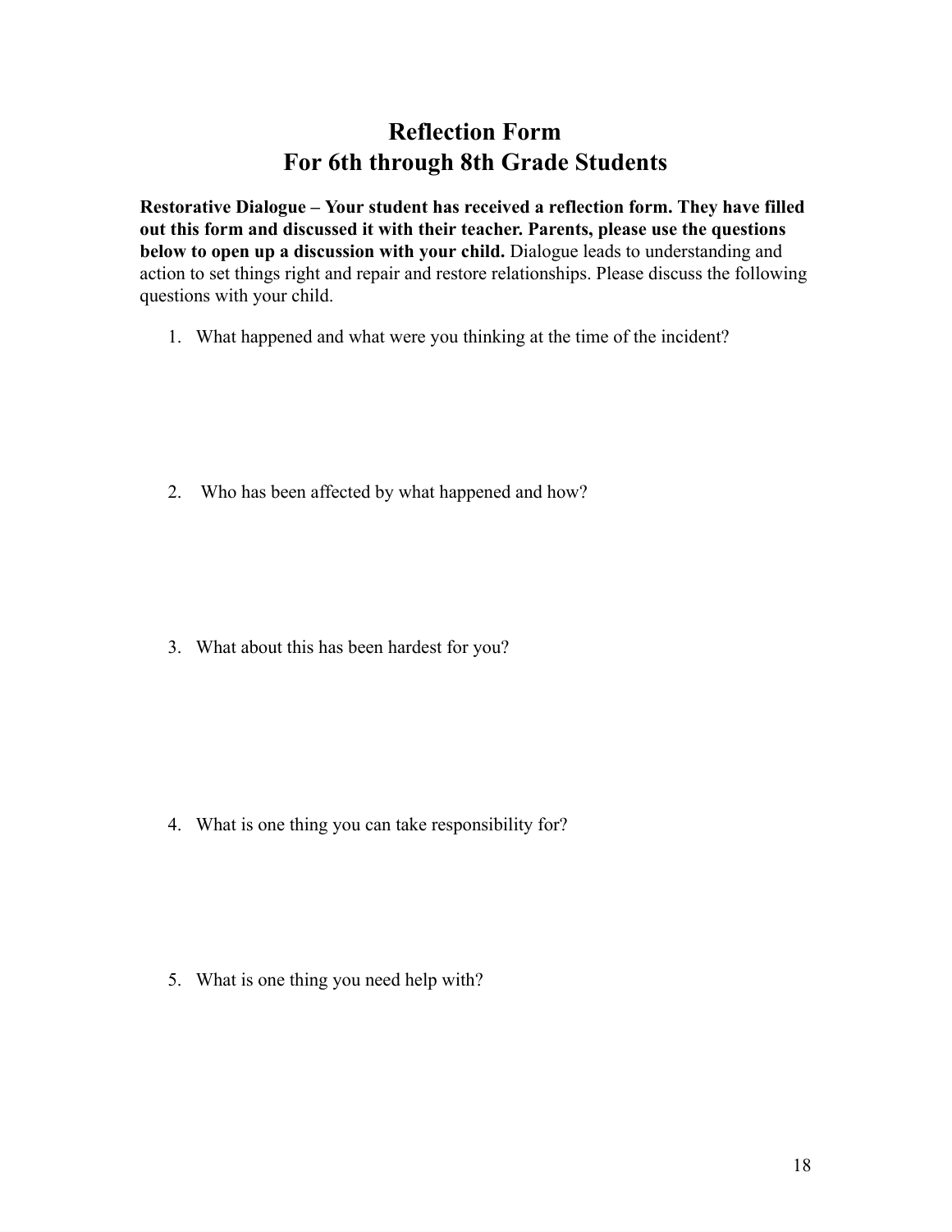# Reflection Form
# For 6th through 8th Grade Students

**Restorative Dialogue – Your student has received a reflection form. They have filled out this form and discussed it with their teacher. Parents, please use the questions below to open up a discussion with your child.** Dialogue leads to understanding and action to set things right and repair and restore relationships. Please discuss the following questions with your child.

1. What happened and what were you thinking at the time of the incident?

2. Who has been affected by what happened and how?

3. What about this has been hardest for you?

4. What is one thing you can take responsibility for?

5. What is one thing you need help with?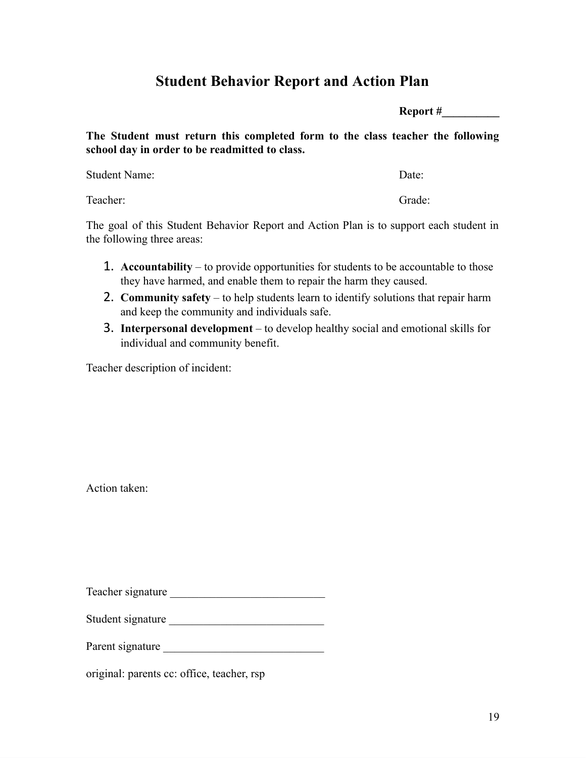# Student Behavior Report and Action Plan

**Report #__________**

**The Student must return this completed form to the class teacher the following school day in order to be readmitted to class.**

Student Name: Date:

Teacher: Grade:

The goal of this Student Behavior Report and Action Plan is to support each student in the following three areas:

1. **Accountability** – to provide opportunities for students to be accountable to those they have harmed, and enable them to repair the harm they caused.
2. **Community safety** – to help students learn to identify solutions that repair harm and keep the community and individuals safe.
3. **Interpersonal development** – to develop healthy social and emotional skills for individual and community benefit.

Teacher description of incident:

Action taken:

Teacher signature ___________________________

Student signature ___________________________

Parent signature ____________________________

original: parents cc: office, teacher, rsp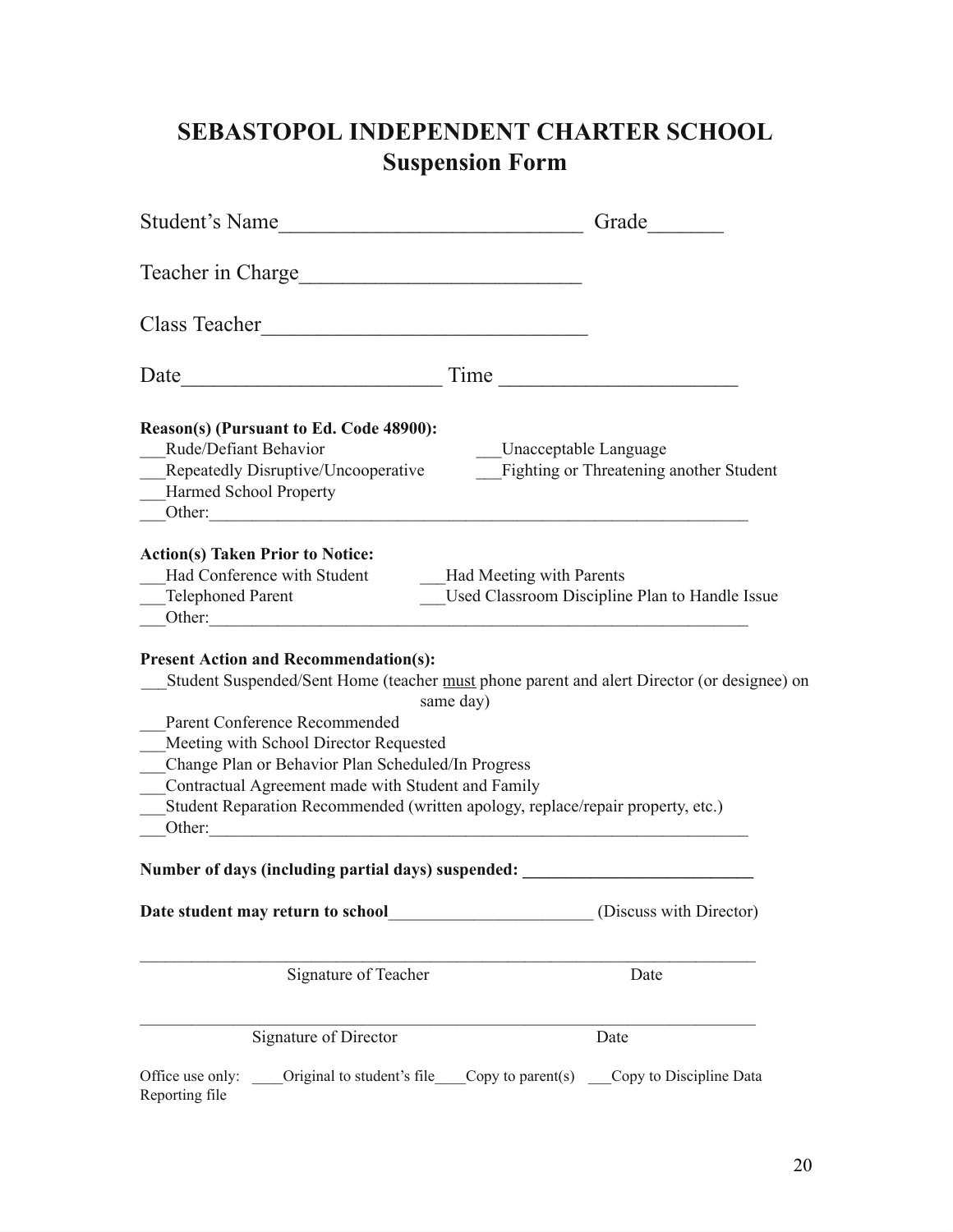# SEBASTOPOL INDEPENDENT CHARTER SCHOOL
## Suspension Form

Student's Name___________________________ Grade_______

Teacher in Charge_________________________

Class Teacher_____________________________

Date_______________________ Time _____________________

**Reason(s) (Pursuant to Ed. Code 48900):**

___Rude/Defiant Behavior
___Unacceptable Language
___Repeatedly Disruptive/Uncooperative
___Fighting or Threatening another Student
___Harmed School Property
___Other:_______________________________________________________________

**Action(s) Taken Prior to Notice:**

___Had Conference with Student
___Had Meeting with Parents
___Telephoned Parent
___Used Classroom Discipline Plan to Handle Issue
___Other:_______________________________________________________________

**Present Action and Recommendation(s):**

___Student Suspended/Sent Home (teacher <u>must</u> phone parent and alert Director (or designee) on same day)
___Parent Conference Recommended
___Meeting with School Director Requested
___Change Plan or Behavior Plan Scheduled/In Progress
___Contractual Agreement made with Student and Family
___Student Reparation Recommended (written apology, replace/repair property, etc.)
___Other:_______________________________________________________________

**Number of days (including partial days) suspended: ___________________________**

**Date student may return to school**_______________________ (Discuss with Director)

_______________________________________________________________________
Signature of Teacher Date

_______________________________________________________________________
Signature of Director Date

Office use only: ____Original to student's file____Copy to parent(s) ___Copy to Discipline Data Reporting file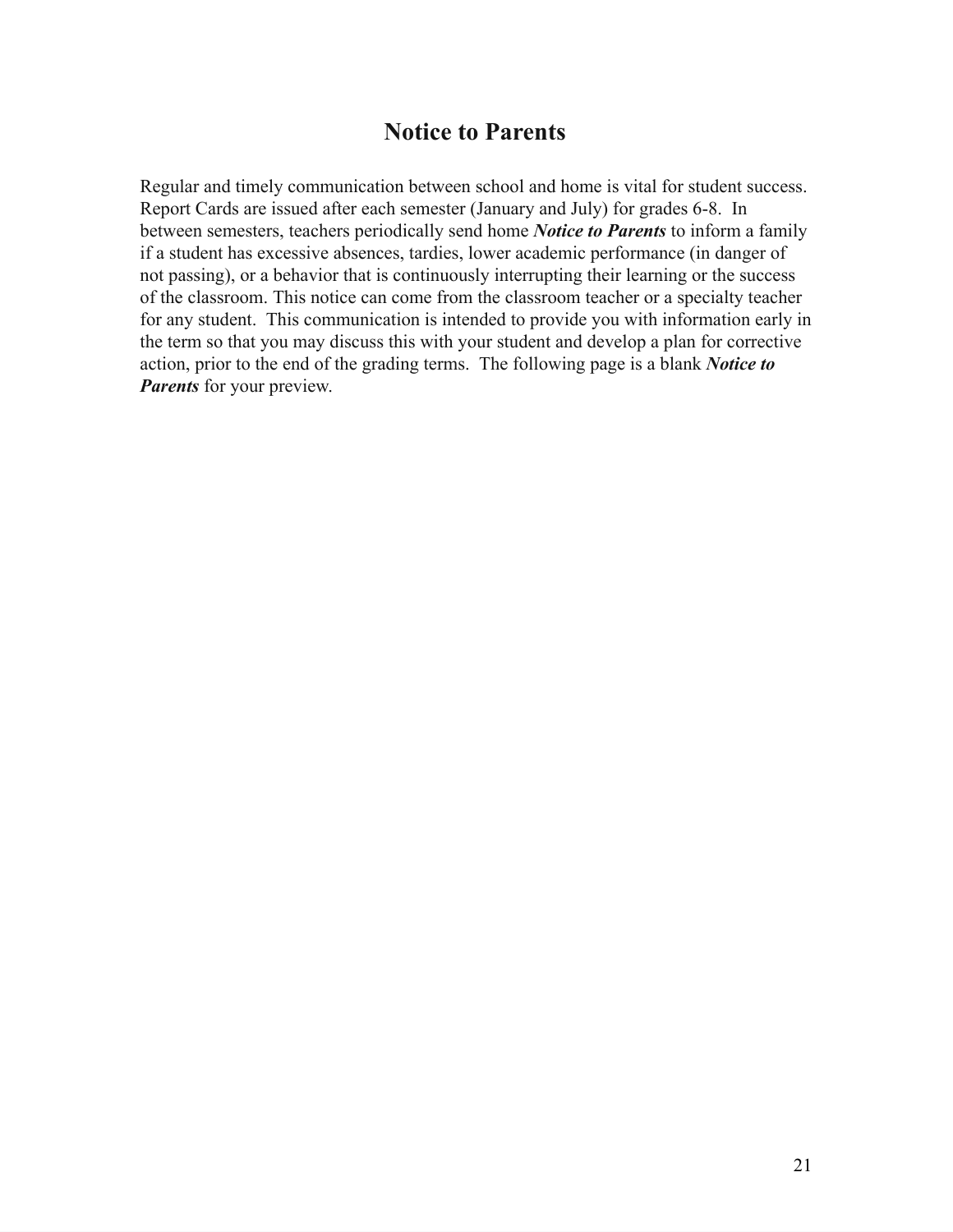# Notice to Parents

Regular and timely communication between school and home is vital for student success. Report Cards are issued after each semester (January and July) for grades 6-8. In between semesters, teachers periodically send home ***Notice to Parents*** to inform a family if a student has excessive absences, tardies, lower academic performance (in danger of not passing), or a behavior that is continuously interrupting their learning or the success of the classroom. This notice can come from the classroom teacher or a specialty teacher for any student. This communication is intended to provide you with information early in the term so that you may discuss this with your student and develop a plan for corrective action, prior to the end of the grading terms. The following page is a blank ***Notice to Parents*** for your preview.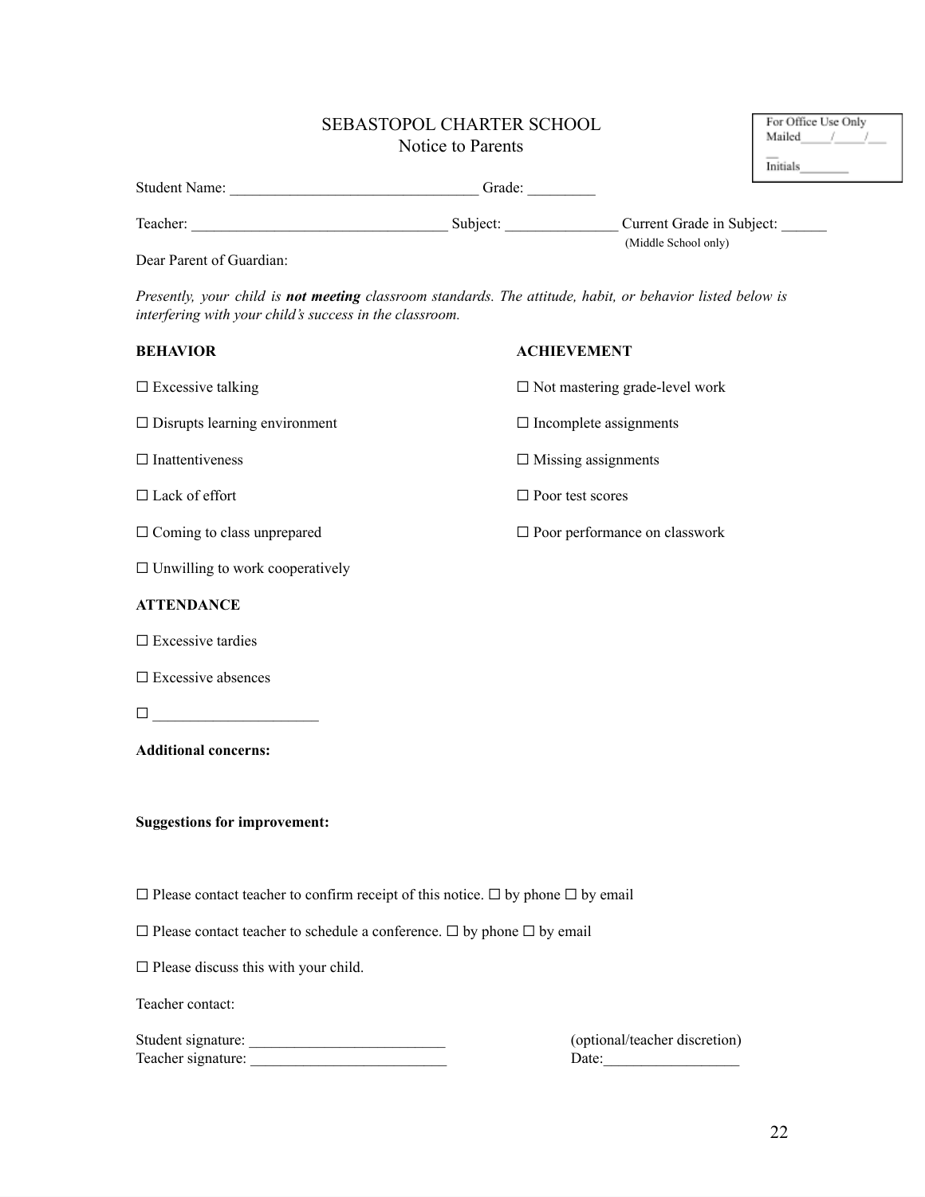# SEBASTOPOL CHARTER SCHOOL

## Notice to Parents

For Office Use Only
Mailed_____/_____/_____
Initials________

Student Name: ________________________________ Grade: _________

Teacher: _________________________________ Subject: _______________ Current Grade in Subject: ______
(Middle School only)

Dear Parent of Guardian:

*Presently, your child is **not meeting** classroom standards. The attitude, habit, or behavior listed below is interfering with your child's success in the classroom.*

**BEHAVIOR**

☐ Excessive talking

☐ Disrupts learning environment

☐ Inattentiveness

☐ Lack of effort

☐ Coming to class unprepared

☐ Unwilling to work cooperatively

**ACHIEVEMENT**

☐ Not mastering grade-level work

☐ Incomplete assignments

☐ Missing assignments

☐ Poor test scores

☐ Poor performance on classwork

**ATTENDANCE**

☐ Excessive tardies

☐ Excessive absences

☐ ______________________

**Additional concerns:**

**Suggestions for improvement:**

☐ Please contact teacher to confirm receipt of this notice. ☐ by phone ☐ by email

☐ Please contact teacher to schedule a conference. ☐ by phone ☐ by email

☐ Please discuss this with your child.

Teacher contact:

Student signature: __________________________ (optional/teacher discretion)
Teacher signature: __________________________ Date:__________________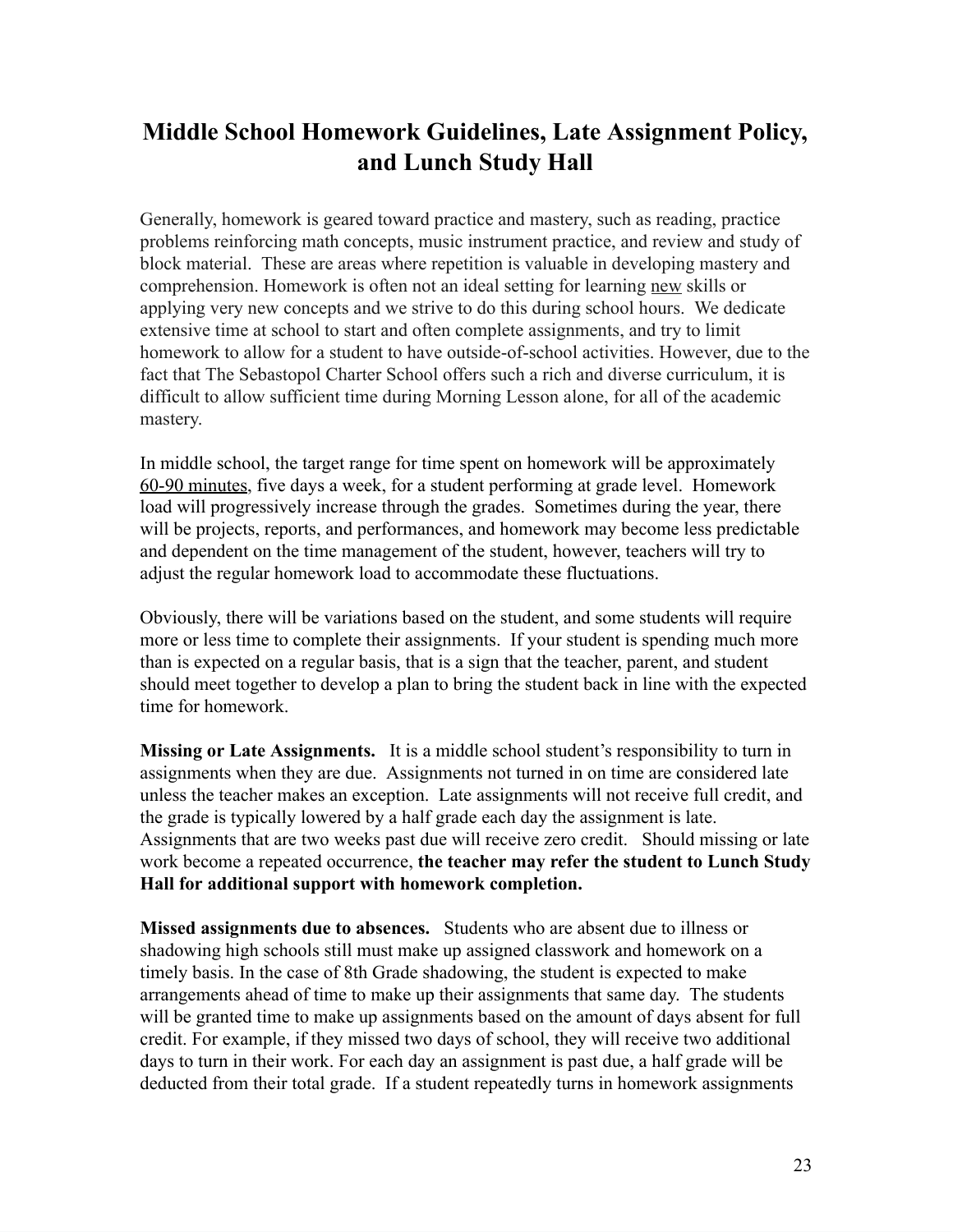# Middle School Homework Guidelines, Late Assignment Policy, and Lunch Study Hall

Generally, homework is geared toward practice and mastery, such as reading, practice problems reinforcing math concepts, music instrument practice, and review and study of block material. These are areas where repetition is valuable in developing mastery and comprehension. Homework is often not an ideal setting for learning <u>new</u> skills or applying very new concepts and we strive to do this during school hours. We dedicate extensive time at school to start and often complete assignments, and try to limit homework to allow for a student to have outside-of-school activities. However, due to the fact that The Sebastopol Charter School offers such a rich and diverse curriculum, it is difficult to allow sufficient time during Morning Lesson alone, for all of the academic mastery.

In middle school, the target range for time spent on homework will be approximately <u>60-90 minutes</u>, five days a week, for a student performing at grade level. Homework load will progressively increase through the grades. Sometimes during the year, there will be projects, reports, and performances, and homework may become less predictable and dependent on the time management of the student, however, teachers will try to adjust the regular homework load to accommodate these fluctuations.

Obviously, there will be variations based on the student, and some students will require more or less time to complete their assignments. If your student is spending much more than is expected on a regular basis, that is a sign that the teacher, parent, and student should meet together to develop a plan to bring the student back in line with the expected time for homework.

**Missing or Late Assignments.** It is a middle school student's responsibility to turn in assignments when they are due. Assignments not turned in on time are considered late unless the teacher makes an exception. Late assignments will not receive full credit, and the grade is typically lowered by a half grade each day the assignment is late. Assignments that are two weeks past due will receive zero credit. Should missing or late work become a repeated occurrence, **the teacher may refer the student to Lunch Study Hall for additional support with homework completion.**

**Missed assignments due to absences.** Students who are absent due to illness or shadowing high schools still must make up assigned classwork and homework on a timely basis. In the case of 8th Grade shadowing, the student is expected to make arrangements ahead of time to make up their assignments that same day. The students will be granted time to make up assignments based on the amount of days absent for full credit. For example, if they missed two days of school, they will receive two additional days to turn in their work. For each day an assignment is past due, a half grade will be deducted from their total grade. If a student repeatedly turns in homework assignments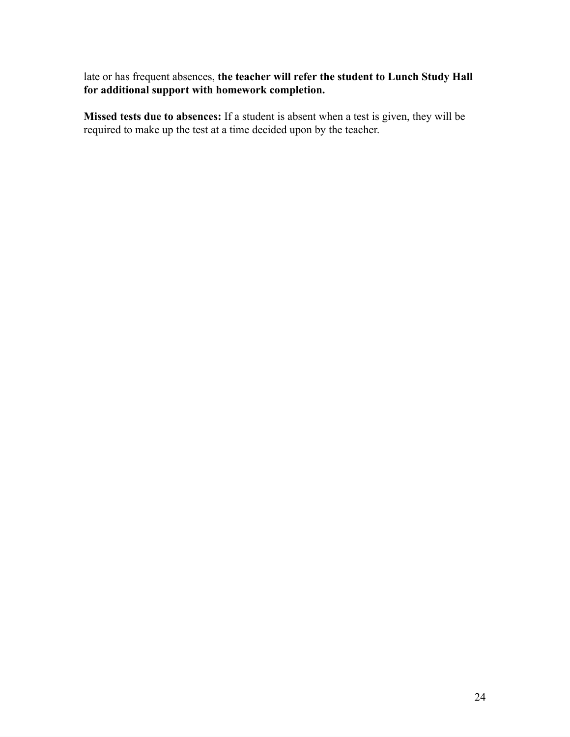late or has frequent absences, **the teacher will refer the student to Lunch Study Hall for additional support with homework completion.**

**Missed tests due to absences:** If a student is absent when a test is given, they will be required to make up the test at a time decided upon by the teacher.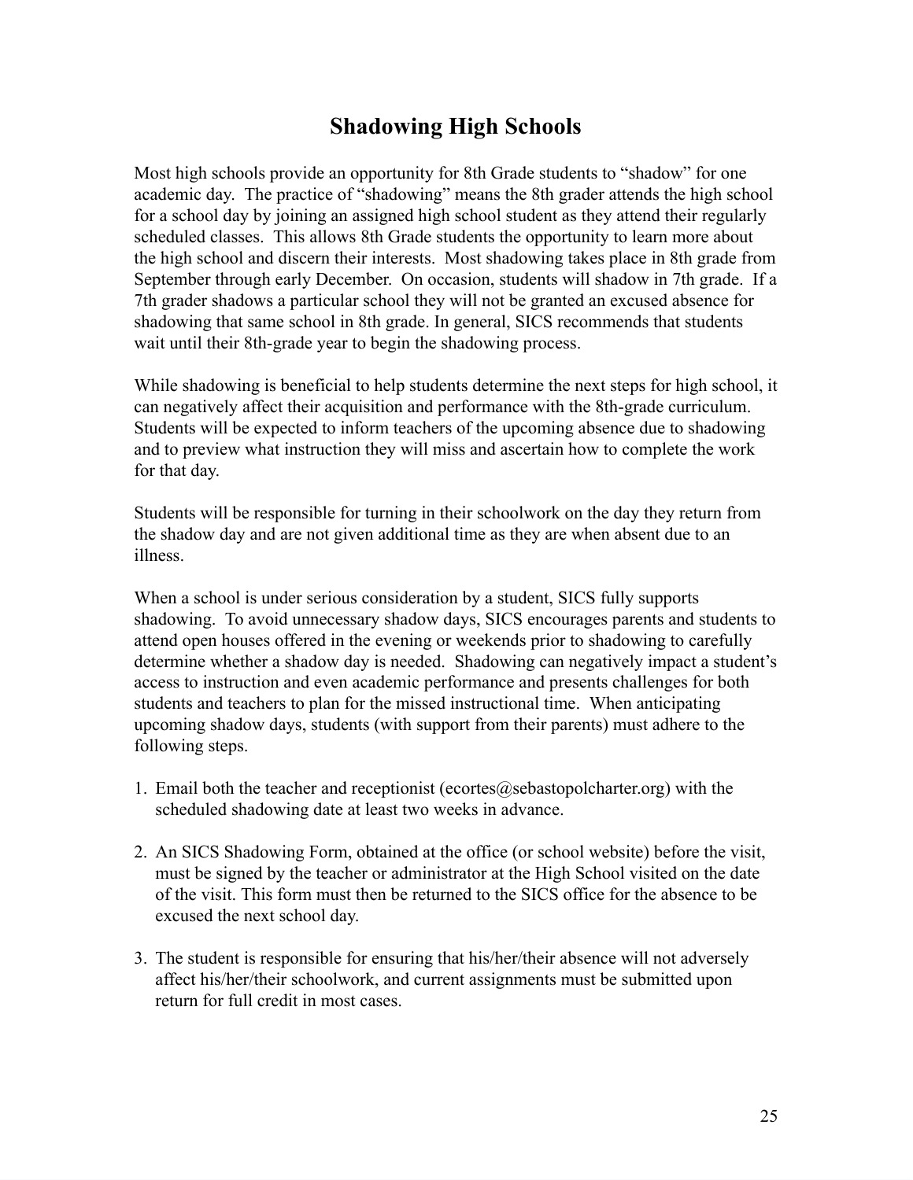# Shadowing High Schools

Most high schools provide an opportunity for 8th Grade students to "shadow" for one academic day. The practice of "shadowing" means the 8th grader attends the high school for a school day by joining an assigned high school student as they attend their regularly scheduled classes. This allows 8th Grade students the opportunity to learn more about the high school and discern their interests. Most shadowing takes place in 8th grade from September through early December. On occasion, students will shadow in 7th grade. If a 7th grader shadows a particular school they will not be granted an excused absence for shadowing that same school in 8th grade. In general, SICS recommends that students wait until their 8th-grade year to begin the shadowing process.

While shadowing is beneficial to help students determine the next steps for high school, it can negatively affect their acquisition and performance with the 8th-grade curriculum. Students will be expected to inform teachers of the upcoming absence due to shadowing and to preview what instruction they will miss and ascertain how to complete the work for that day.

Students will be responsible for turning in their schoolwork on the day they return from the shadow day and are not given additional time as they are when absent due to an illness.

When a school is under serious consideration by a student, SICS fully supports shadowing. To avoid unnecessary shadow days, SICS encourages parents and students to attend open houses offered in the evening or weekends prior to shadowing to carefully determine whether a shadow day is needed. Shadowing can negatively impact a student's access to instruction and even academic performance and presents challenges for both students and teachers to plan for the missed instructional time. When anticipating upcoming shadow days, students (with support from their parents) must adhere to the following steps.

1. Email both the teacher and receptionist (ecortes@sebastopolcharter.org) with the scheduled shadowing date at least two weeks in advance.

2. An SICS Shadowing Form, obtained at the office (or school website) before the visit, must be signed by the teacher or administrator at the High School visited on the date of the visit. This form must then be returned to the SICS office for the absence to be excused the next school day.

3. The student is responsible for ensuring that his/her/their absence will not adversely affect his/her/their schoolwork, and current assignments must be submitted upon return for full credit in most cases.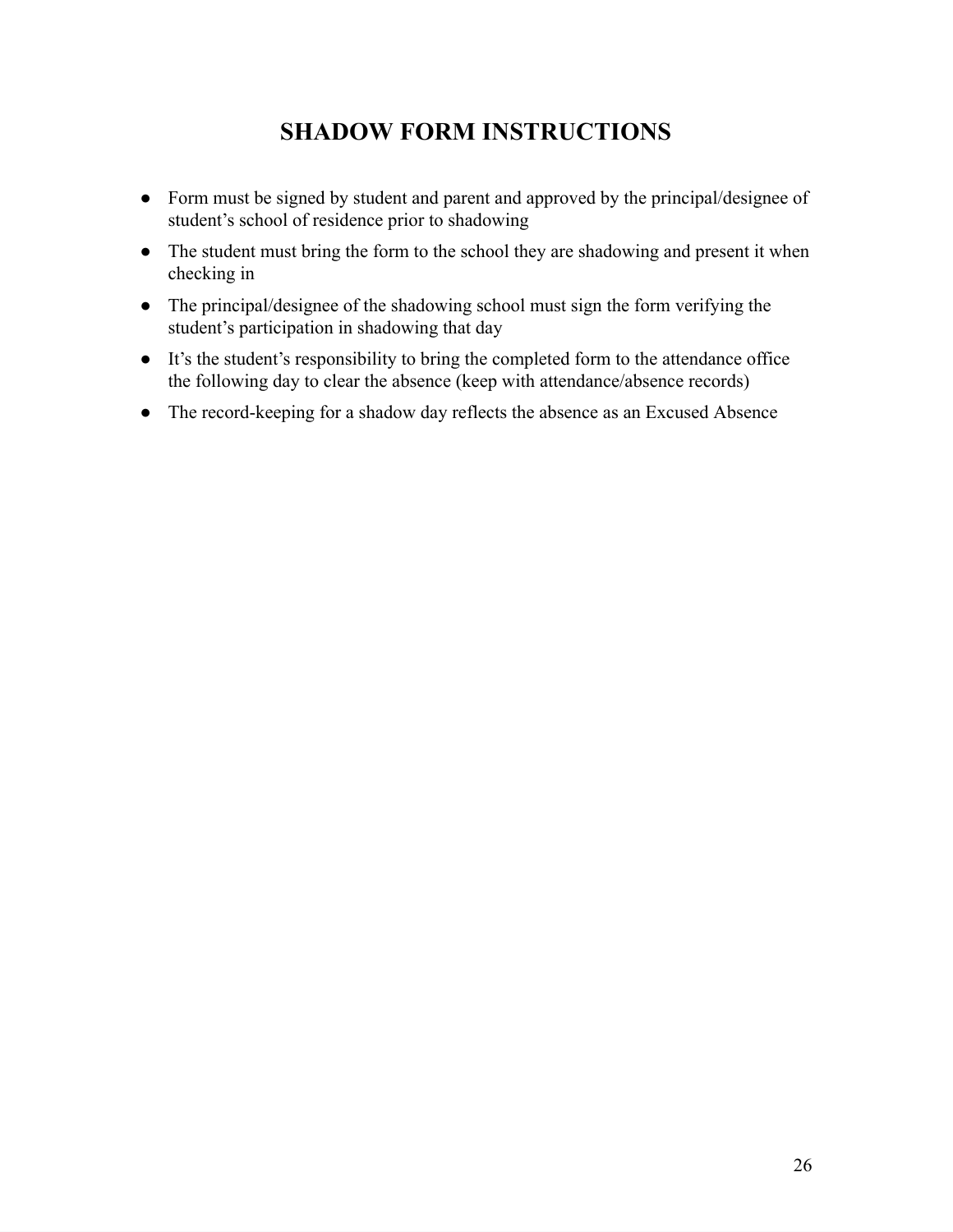# SHADOW FORM INSTRUCTIONS

- Form must be signed by student and parent and approved by the principal/designee of student's school of residence prior to shadowing
- The student must bring the form to the school they are shadowing and present it when checking in
- The principal/designee of the shadowing school must sign the form verifying the student's participation in shadowing that day
- It's the student's responsibility to bring the completed form to the attendance office the following day to clear the absence (keep with attendance/absence records)
- The record-keeping for a shadow day reflects the absence as an Excused Absence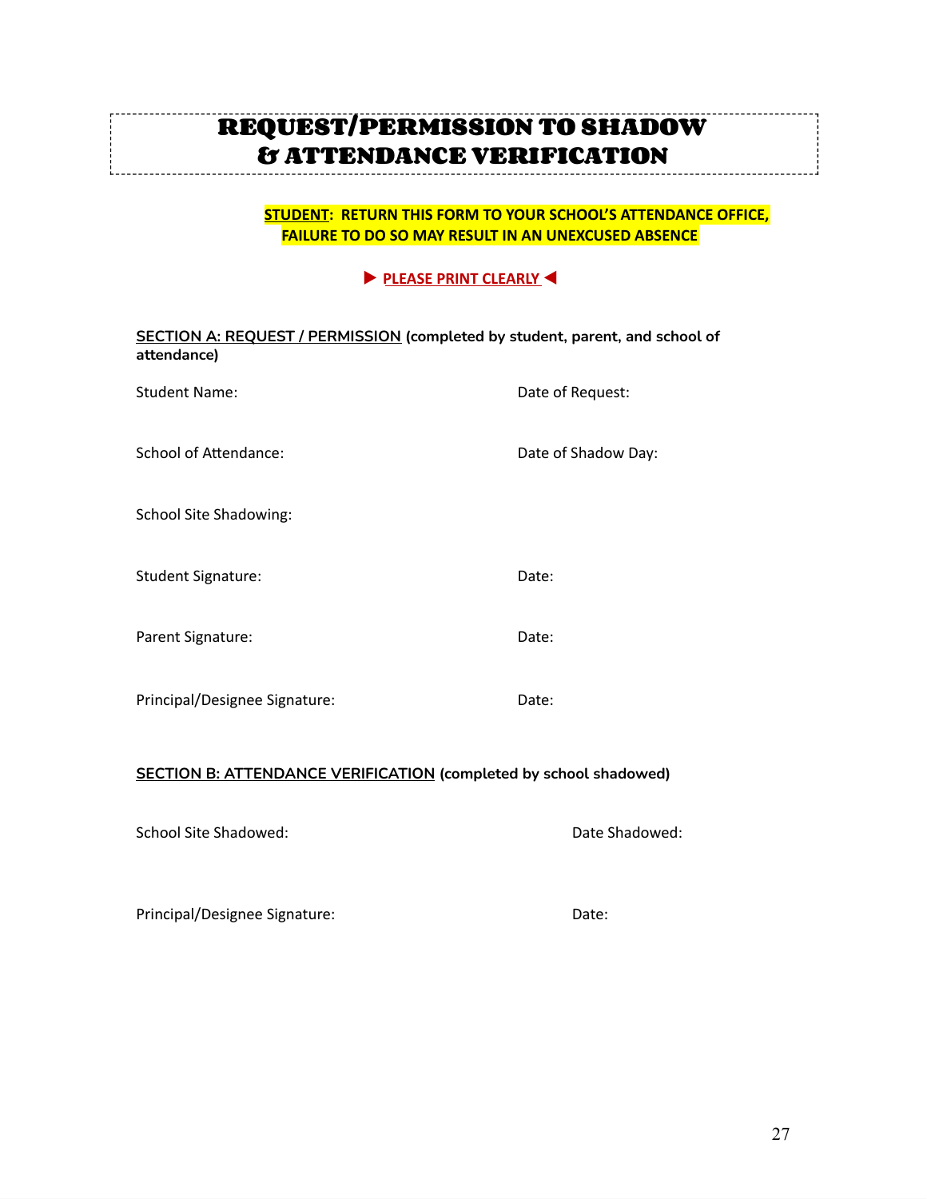# REQUEST/PERMISSION TO SHADOW & ATTENDANCE VERIFICATION

**STUDENT: RETURN THIS FORM TO YOUR SCHOOL'S ATTENDANCE OFFICE, FAILURE TO DO SO MAY RESULT IN AN UNEXCUSED ABSENCE**

► **PLEASE PRINT CLEARLY** ◄

**SECTION A: REQUEST / PERMISSION (completed by student, parent, and school of attendance)**

Student Name: Date of Request:

School of Attendance: Date of Shadow Day:

School Site Shadowing:

Student Signature: Date:

Parent Signature: Date:

Principal/Designee Signature: Date:

**SECTION B: ATTENDANCE VERIFICATION (completed by school shadowed)**

School Site Shadowed: Date Shadowed:

Principal/Designee Signature: Date: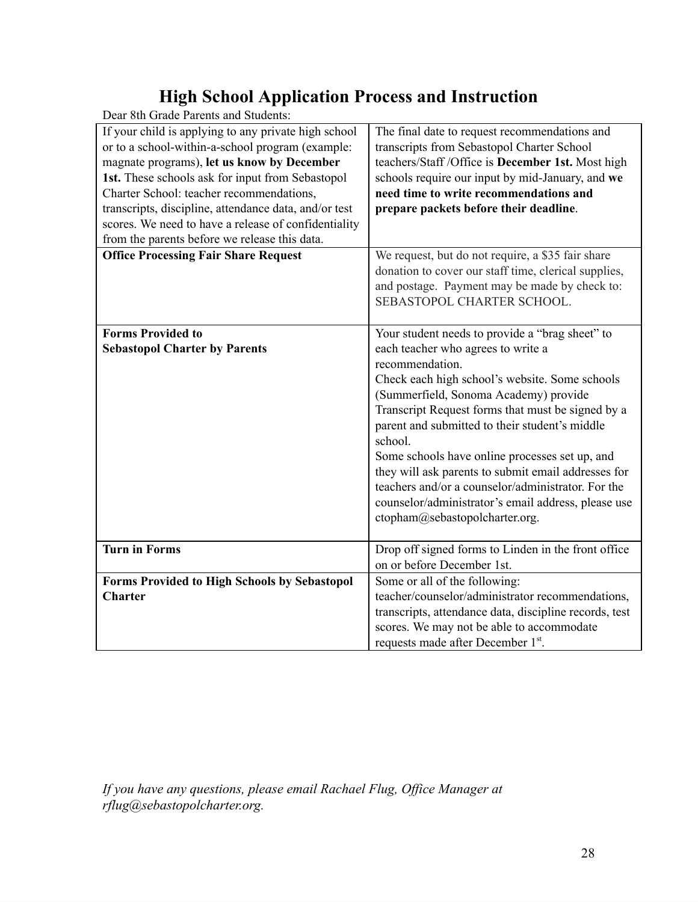# High School Application Process and Instruction

Dear 8th Grade Parents and Students:

| | |
|---|---|
| If your child is applying to any private high school or to a school-within-a-school program (example: magnate programs), **let us know by December 1st.** These schools ask for input from Sebastopol Charter School: teacher recommendations, transcripts, discipline, attendance data, and/or test scores. We need to have a release of confidentiality from the parents before we release this data. | The final date to request recommendations and transcripts from Sebastopol Charter School teachers/Staff /Office is **December 1st.** Most high schools require our input by mid-January, and **we need time to write recommendations and prepare packets before their deadline**. |
| **Office Processing Fair Share Request** | We request, but do not require, a $35 fair share donation to cover our staff time, clerical supplies, and postage. Payment may be made by check to: SEBASTOPOL CHARTER SCHOOL. |
| **Forms Provided to Sebastopol Charter by Parents** | Your student needs to provide a "brag sheet" to each teacher who agrees to write a recommendation. Check each high school's website. Some schools (Summerfield, Sonoma Academy) provide Transcript Request forms that must be signed by a parent and submitted to their student's middle school. Some schools have online processes set up, and they will ask parents to submit email addresses for teachers and/or a counselor/administrator. For the counselor/administrator's email address, please use ctopham@sebastopolcharter.org. |
| **Turn in Forms** | Drop off signed forms to Linden in the front office on or before December 1st. |
| **Forms Provided to High Schools by Sebastopol Charter** | Some or all of the following: teacher/counselor/administrator recommendations, transcripts, attendance data, discipline records, test scores. We may not be able to accommodate requests made after December 1st. |

*If you have any questions, please email Rachael Flug, Office Manager at rflug@sebastopolcharter.org.*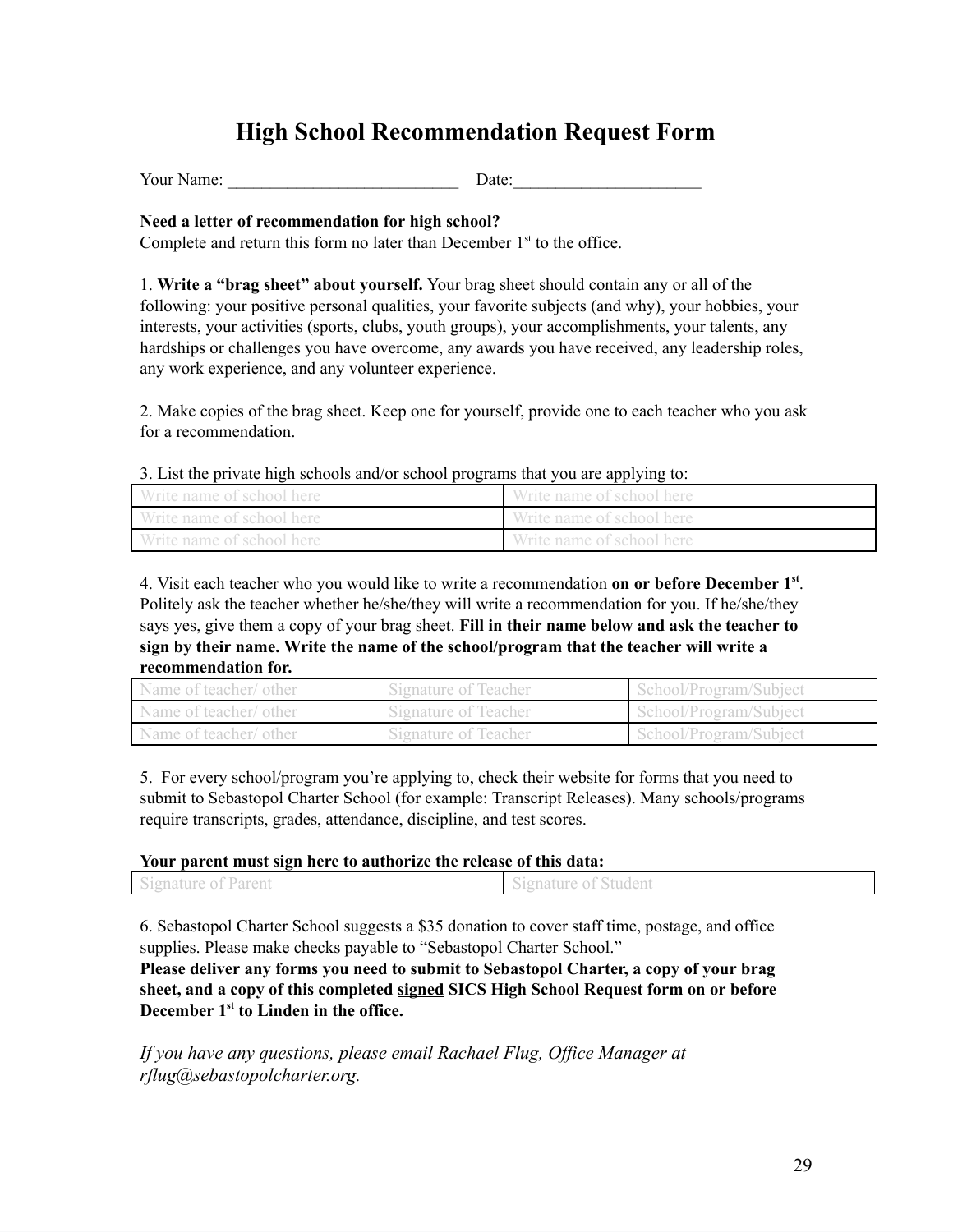# High School Recommendation Request Form

Your Name: ___________________________ Date:______________________

**Need a letter of recommendation for high school?**
Complete and return this form no later than December 1st to the office.

1. **Write a "brag sheet" about yourself.** Your brag sheet should contain any or all of the following: your positive personal qualities, your favorite subjects (and why), your hobbies, your interests, your activities (sports, clubs, youth groups), your accomplishments, your talents, any hardships or challenges you have overcome, any awards you have received, any leadership roles, any work experience, and any volunteer experience.

2. Make copies of the brag sheet. Keep one for yourself, provide one to each teacher who you ask for a recommendation.

3. List the private high schools and/or school programs that you are applying to:

| Write name of school here | Write name of school here |
|---|---|
| Write name of school here | Write name of school here |
| Write name of school here | Write name of school here |

4. Visit each teacher who you would like to write a recommendation **on or before December 1st**. Politely ask the teacher whether he/she/they will write a recommendation for you. If he/she/they says yes, give them a copy of your brag sheet. **Fill in their name below and ask the teacher to sign by their name. Write the name of the school/program that the teacher will write a recommendation for.**

| Name of teacher/ other | Signature of Teacher | School/Program/Subject |
|---|---|---|
| Name of teacher/ other | Signature of Teacher | School/Program/Subject |
| Name of teacher/ other | Signature of Teacher | School/Program/Subject |

5. For every school/program you're applying to, check their website for forms that you need to submit to Sebastopol Charter School (for example: Transcript Releases). Many schools/programs require transcripts, grades, attendance, discipline, and test scores.

**Your parent must sign here to authorize the release of this data:**

| Signature of Parent | Signature of Student |
|---|---|

6. Sebastopol Charter School suggests a $35 donation to cover staff time, postage, and office supplies. Please make checks payable to "Sebastopol Charter School."
**Please deliver any forms you need to submit to Sebastopol Charter, a copy of your brag sheet, and a copy of this completed <u>signed</u> SICS High School Request form on or before December 1st to Linden in the office.**

*If you have any questions, please email Rachael Flug, Office Manager at rflug@sebastopolcharter.org.*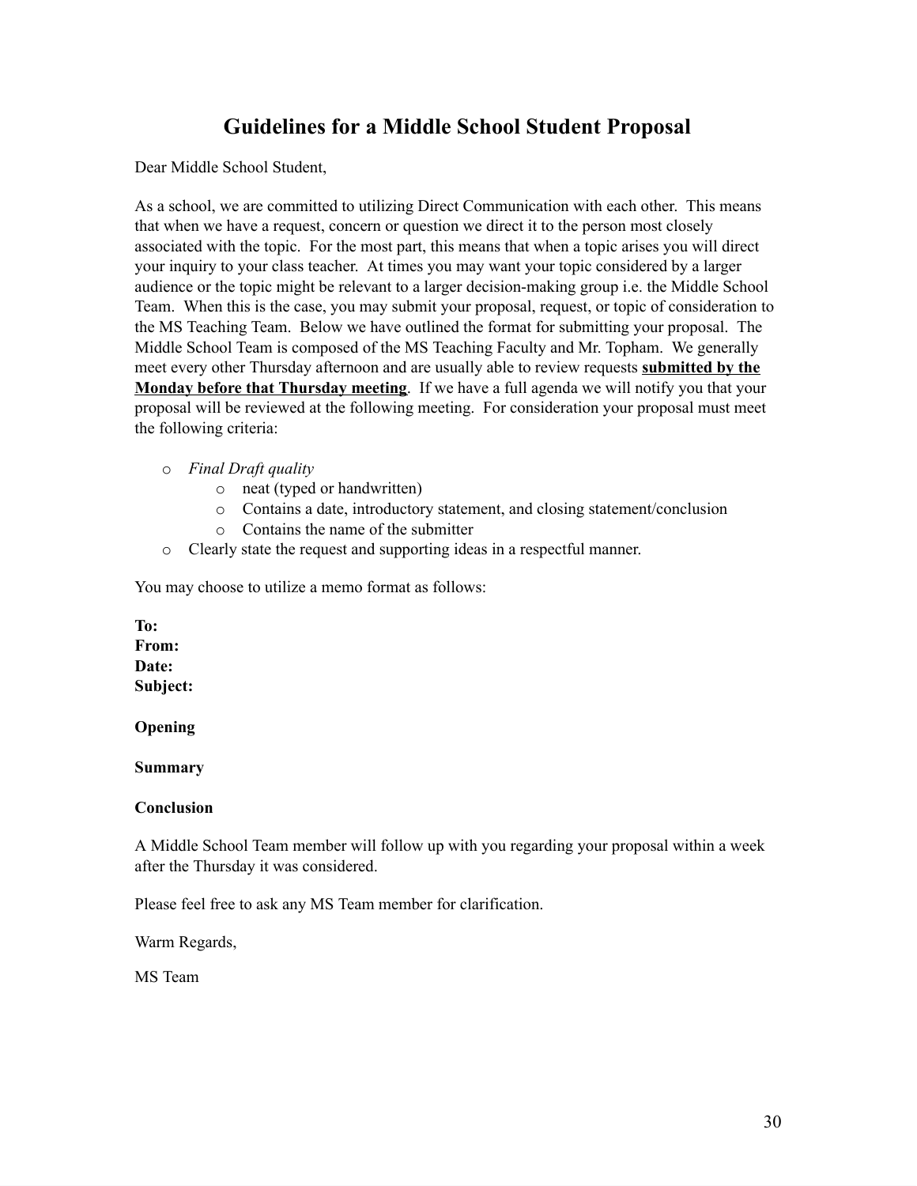# Guidelines for a Middle School Student Proposal

Dear Middle School Student,

As a school, we are committed to utilizing Direct Communication with each other. This means that when we have a request, concern or question we direct it to the person most closely associated with the topic. For the most part, this means that when a topic arises you will direct your inquiry to your class teacher. At times you may want your topic considered by a larger audience or the topic might be relevant to a larger decision-making group i.e. the Middle School Team. When this is the case, you may submit your proposal, request, or topic of consideration to the MS Teaching Team. Below we have outlined the format for submitting your proposal. The Middle School Team is composed of the MS Teaching Faculty and Mr. Topham. We generally meet every other Thursday afternoon and are usually able to review requests **submitted by the Monday before that Thursday meeting**. If we have a full agenda we will notify you that your proposal will be reviewed at the following meeting. For consideration your proposal must meet the following criteria:

- *Final Draft quality*
  - neat (typed or handwritten)
  - Contains a date, introductory statement, and closing statement/conclusion
  - Contains the name of the submitter
- Clearly state the request and supporting ideas in a respectful manner.

You may choose to utilize a memo format as follows:

**To:**
**From:**
**Date:**
**Subject:**

**Opening**

**Summary**

**Conclusion**

A Middle School Team member will follow up with you regarding your proposal within a week after the Thursday it was considered.

Please feel free to ask any MS Team member for clarification.

Warm Regards,

MS Team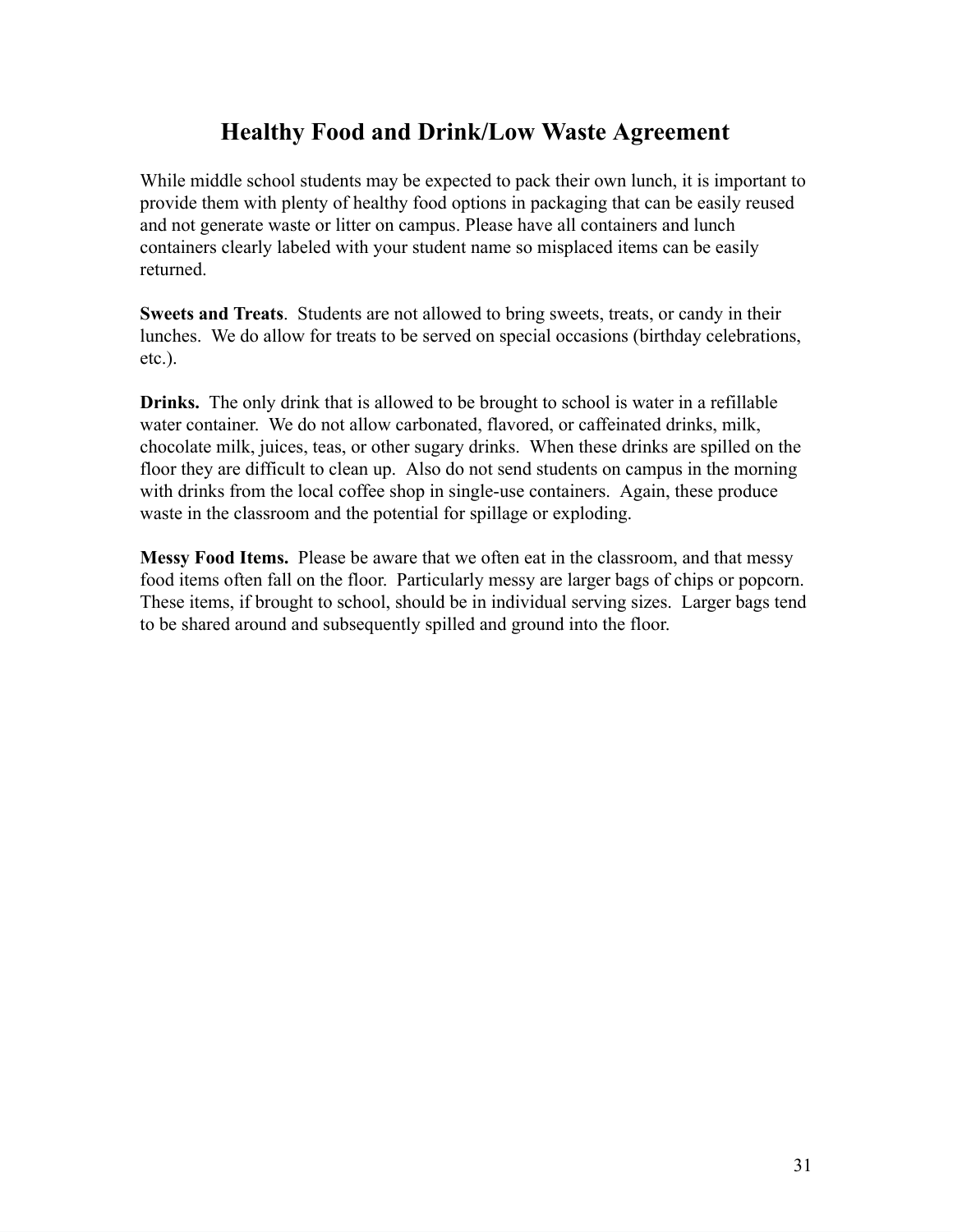# Healthy Food and Drink/Low Waste Agreement

While middle school students may be expected to pack their own lunch, it is important to provide them with plenty of healthy food options in packaging that can be easily reused and not generate waste or litter on campus. Please have all containers and lunch containers clearly labeled with your student name so misplaced items can be easily returned.

**Sweets and Treats**. Students are not allowed to bring sweets, treats, or candy in their lunches. We do allow for treats to be served on special occasions (birthday celebrations, etc.).

**Drinks.** The only drink that is allowed to be brought to school is water in a refillable water container. We do not allow carbonated, flavored, or caffeinated drinks, milk, chocolate milk, juices, teas, or other sugary drinks. When these drinks are spilled on the floor they are difficult to clean up. Also do not send students on campus in the morning with drinks from the local coffee shop in single-use containers. Again, these produce waste in the classroom and the potential for spillage or exploding.

**Messy Food Items.** Please be aware that we often eat in the classroom, and that messy food items often fall on the floor. Particularly messy are larger bags of chips or popcorn. These items, if brought to school, should be in individual serving sizes. Larger bags tend to be shared around and subsequently spilled and ground into the floor.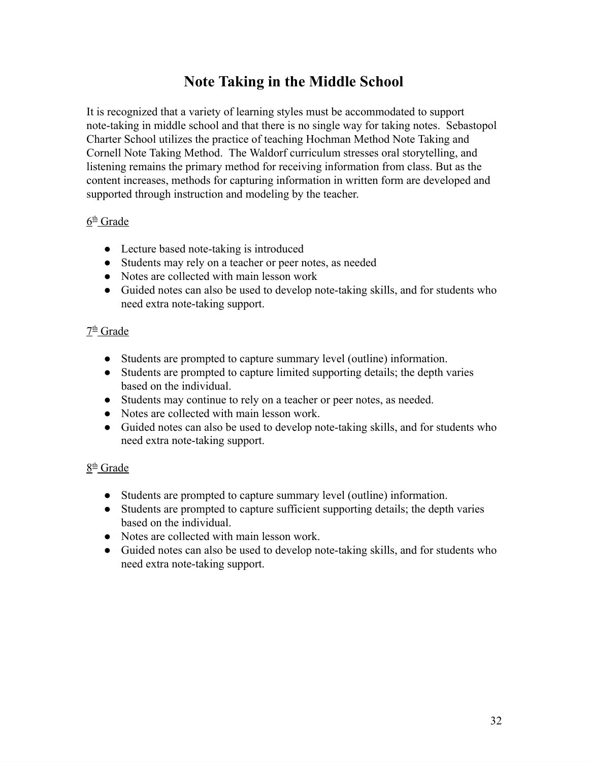# Note Taking in the Middle School

It is recognized that a variety of learning styles must be accommodated to support note-taking in middle school and that there is no single way for taking notes. Sebastopol Charter School utilizes the practice of teaching Hochman Method Note Taking and Cornell Note Taking Method. The Waldorf curriculum stresses oral storytelling, and listening remains the primary method for receiving information from class. But as the content increases, methods for capturing information in written form are developed and supported through instruction and modeling by the teacher.

6th Grade

- Lecture based note-taking is introduced
- Students may rely on a teacher or peer notes, as needed
- Notes are collected with main lesson work
- Guided notes can also be used to develop note-taking skills, and for students who need extra note-taking support.

7th Grade

- Students are prompted to capture summary level (outline) information.
- Students are prompted to capture limited supporting details; the depth varies based on the individual.
- Students may continue to rely on a teacher or peer notes, as needed.
- Notes are collected with main lesson work.
- Guided notes can also be used to develop note-taking skills, and for students who need extra note-taking support.

8th Grade

- Students are prompted to capture summary level (outline) information.
- Students are prompted to capture sufficient supporting details; the depth varies based on the individual.
- Notes are collected with main lesson work.
- Guided notes can also be used to develop note-taking skills, and for students who need extra note-taking support.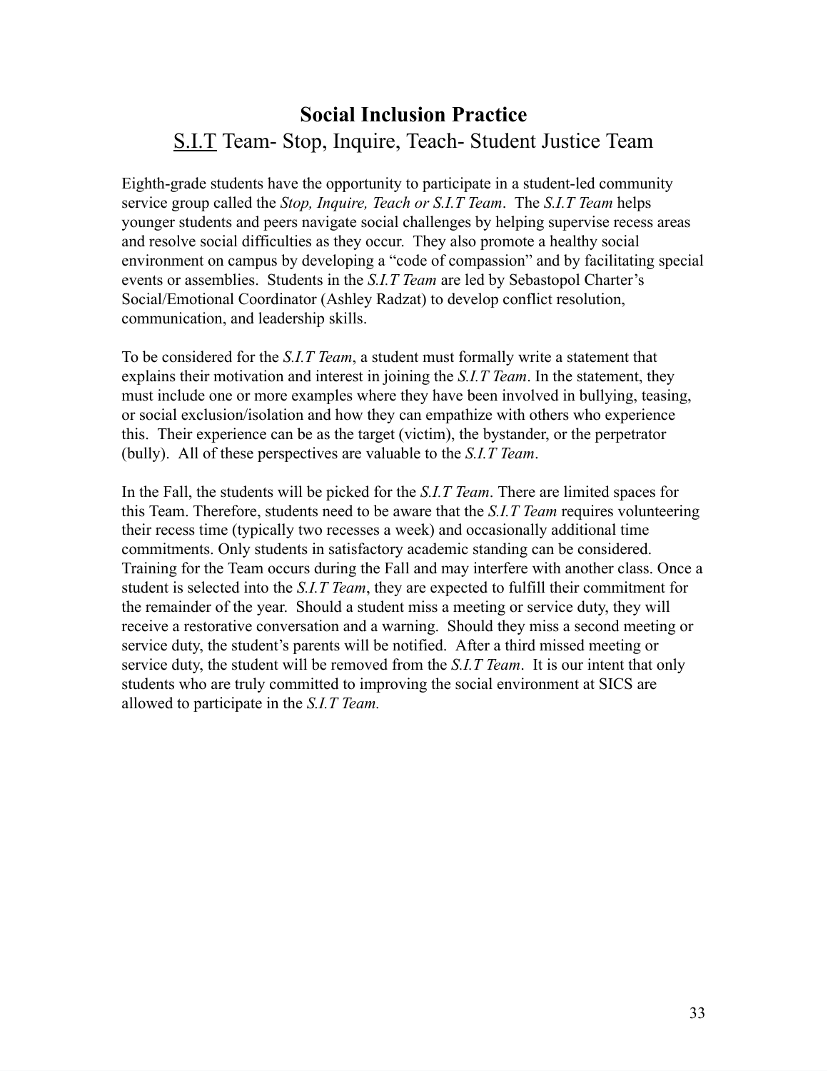# Social Inclusion Practice

## S.I.T Team- Stop, Inquire, Teach- Student Justice Team

Eighth-grade students have the opportunity to participate in a student-led community service group called the *Stop, Inquire, Teach or S.I.T Team*. The *S.I.T Team* helps younger students and peers navigate social challenges by helping supervise recess areas and resolve social difficulties as they occur. They also promote a healthy social environment on campus by developing a "code of compassion" and by facilitating special events or assemblies. Students in the *S.I.T Team* are led by Sebastopol Charter's Social/Emotional Coordinator (Ashley Radzat) to develop conflict resolution, communication, and leadership skills.

To be considered for the *S.I.T Team*, a student must formally write a statement that explains their motivation and interest in joining the *S.I.T Team*. In the statement, they must include one or more examples where they have been involved in bullying, teasing, or social exclusion/isolation and how they can empathize with others who experience this. Their experience can be as the target (victim), the bystander, or the perpetrator (bully). All of these perspectives are valuable to the *S.I.T Team*.

In the Fall, the students will be picked for the *S.I.T Team*. There are limited spaces for this Team. Therefore, students need to be aware that the *S.I.T Team* requires volunteering their recess time (typically two recesses a week) and occasionally additional time commitments. Only students in satisfactory academic standing can be considered. Training for the Team occurs during the Fall and may interfere with another class. Once a student is selected into the *S.I.T Team*, they are expected to fulfill their commitment for the remainder of the year. Should a student miss a meeting or service duty, they will receive a restorative conversation and a warning. Should they miss a second meeting or service duty, the student's parents will be notified. After a third missed meeting or service duty, the student will be removed from the *S.I.T Team*. It is our intent that only students who are truly committed to improving the social environment at SICS are allowed to participate in the *S.I.T Team.*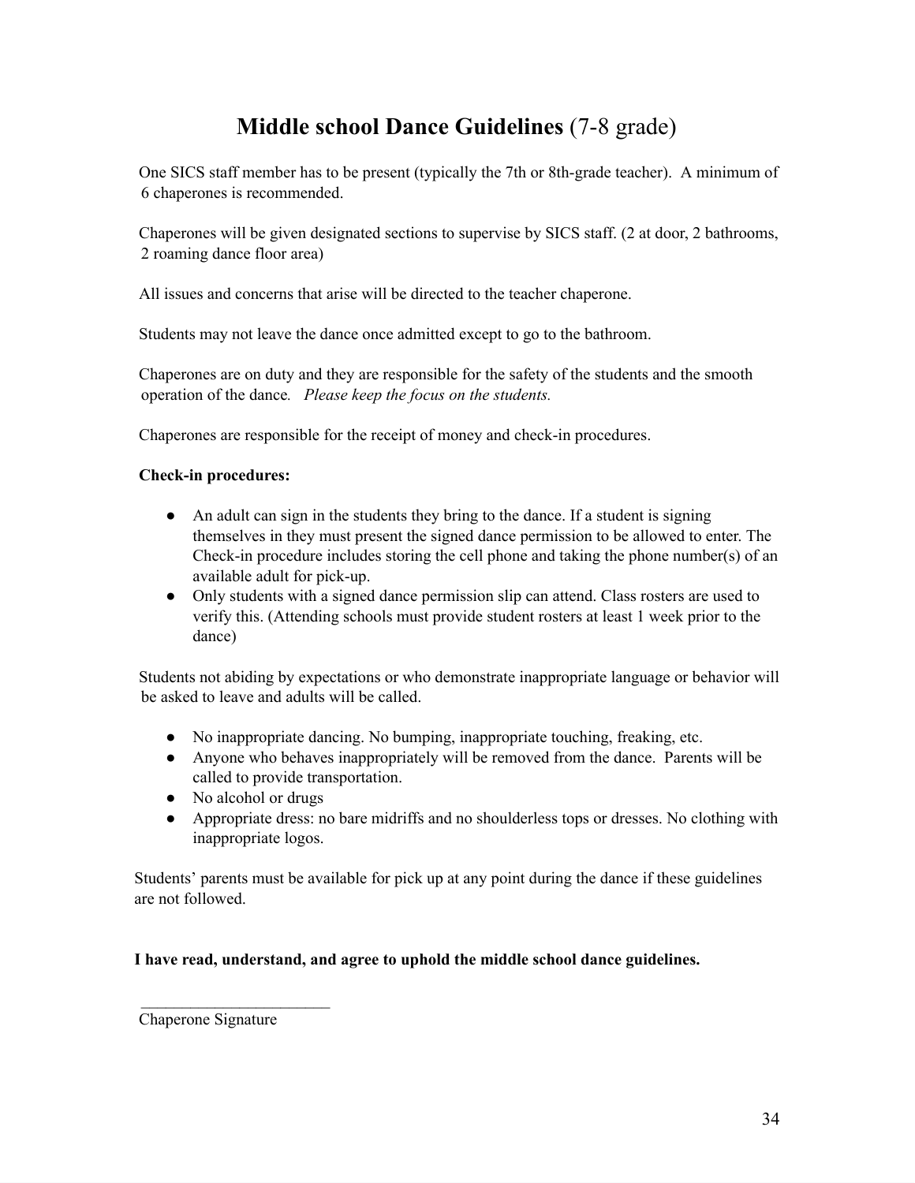# **Middle school Dance Guidelines** (7-8 grade)

One SICS staff member has to be present (typically the 7th or 8th-grade teacher). A minimum of 6 chaperones is recommended.

Chaperones will be given designated sections to supervise by SICS staff. (2 at door, 2 bathrooms, 2 roaming dance floor area)

All issues and concerns that arise will be directed to the teacher chaperone.

Students may not leave the dance once admitted except to go to the bathroom.

Chaperones are on duty and they are responsible for the safety of the students and the smooth operation of the dance. *Please keep the focus on the students.*

Chaperones are responsible for the receipt of money and check-in procedures.

**Check-in procedures:**

- An adult can sign in the students they bring to the dance. If a student is signing themselves in they must present the signed dance permission to be allowed to enter. The Check-in procedure includes storing the cell phone and taking the phone number(s) of an available adult for pick-up.
- Only students with a signed dance permission slip can attend. Class rosters are used to verify this. (Attending schools must provide student rosters at least 1 week prior to the dance)

Students not abiding by expectations or who demonstrate inappropriate language or behavior will be asked to leave and adults will be called.

- No inappropriate dancing. No bumping, inappropriate touching, freaking, etc.
- Anyone who behaves inappropriately will be removed from the dance. Parents will be called to provide transportation.
- No alcohol or drugs
- Appropriate dress: no bare midriffs and no shoulderless tops or dresses. No clothing with inappropriate logos.

Students' parents must be available for pick up at any point during the dance if these guidelines are not followed.

**I have read, understand, and agree to uphold the middle school dance guidelines.**

________________________
Chaperone Signature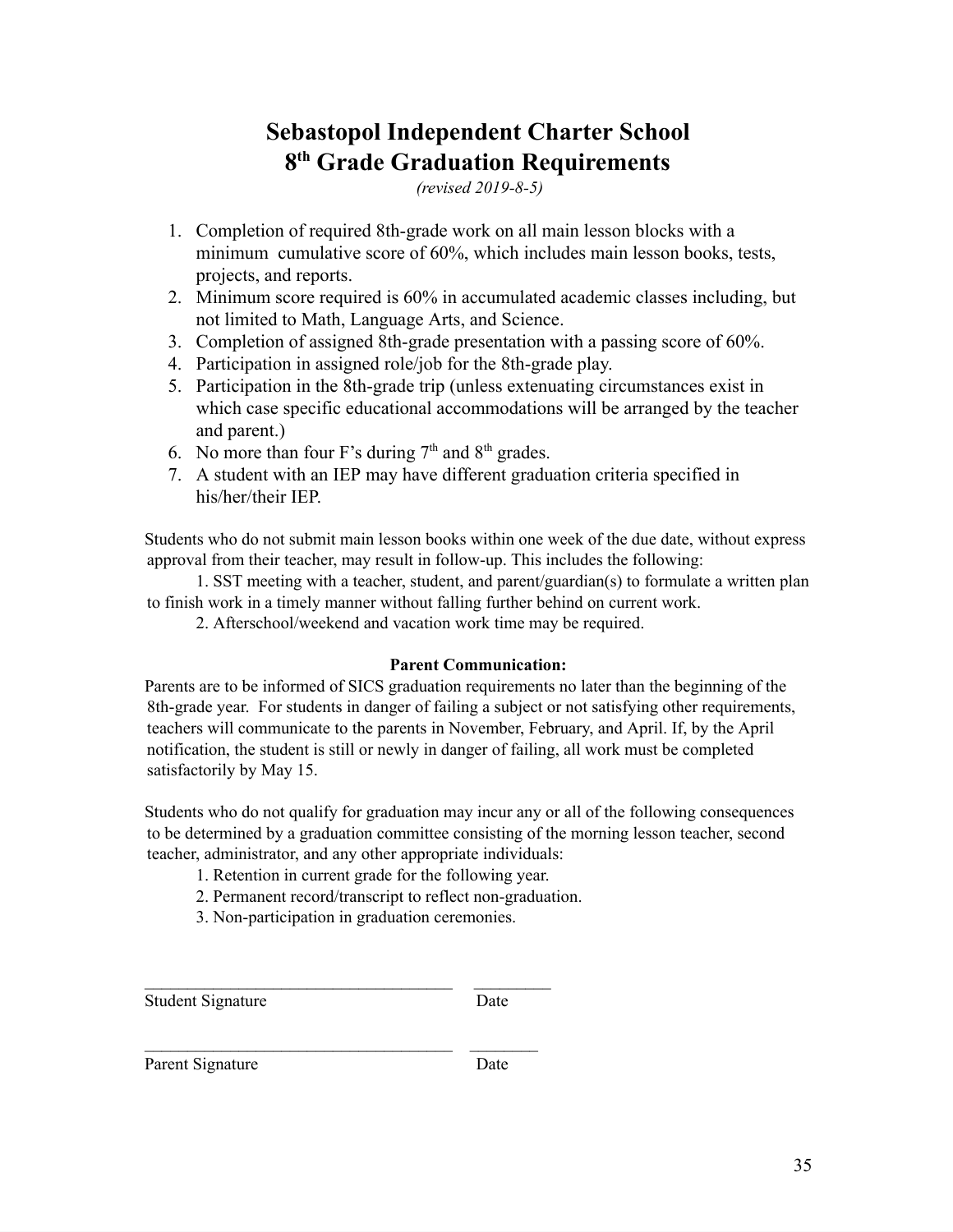# Sebastopol Independent Charter School
# 8th Grade Graduation Requirements

*(revised 2019-8-5)*

1. Completion of required 8th-grade work on all main lesson blocks with a minimum cumulative score of 60%, which includes main lesson books, tests, projects, and reports.
2. Minimum score required is 60% in accumulated academic classes including, but not limited to Math, Language Arts, and Science.
3. Completion of assigned 8th-grade presentation with a passing score of 60%.
4. Participation in assigned role/job for the 8th-grade play.
5. Participation in the 8th-grade trip (unless extenuating circumstances exist in which case specific educational accommodations will be arranged by the teacher and parent.)
6. No more than four F's during 7th and 8th grades.
7. A student with an IEP may have different graduation criteria specified in his/her/their IEP.

Students who do not submit main lesson books within one week of the due date, without express approval from their teacher, may result in follow-up. This includes the following:

1. SST meeting with a teacher, student, and parent/guardian(s) to formulate a written plan to finish work in a timely manner without falling further behind on current work.
2. Afterschool/weekend and vacation work time may be required.

**Parent Communication:**

Parents are to be informed of SICS graduation requirements no later than the beginning of the 8th-grade year. For students in danger of failing a subject or not satisfying other requirements, teachers will communicate to the parents in November, February, and April. If, by the April notification, the student is still or newly in danger of failing, all work must be completed satisfactorily by May 15.

Students who do not qualify for graduation may incur any or all of the following consequences to be determined by a graduation committee consisting of the morning lesson teacher, second teacher, administrator, and any other appropriate individuals:

1. Retention in current grade for the following year.
2. Permanent record/transcript to reflect non-graduation.
3. Non-participation in graduation ceremonies.

_____________________________________ _________

Student Signature Date

_____________________________________ _________

Parent Signature Date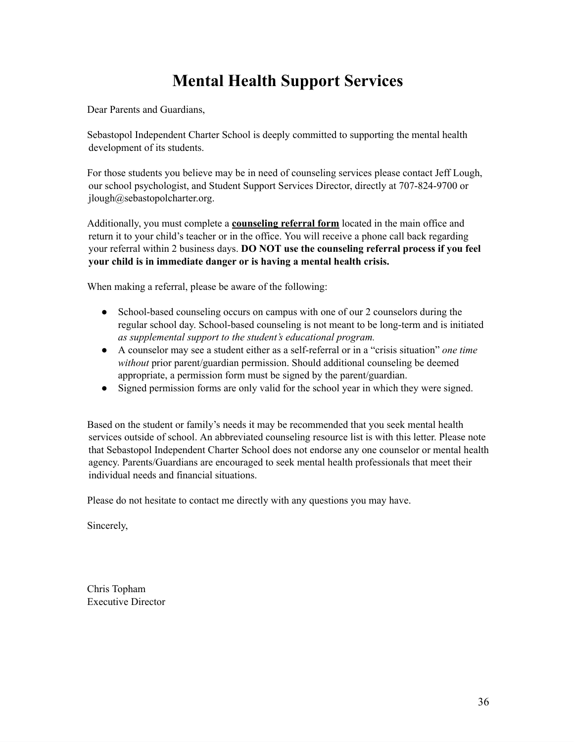# Mental Health Support Services

Dear Parents and Guardians,

Sebastopol Independent Charter School is deeply committed to supporting the mental health development of its students.

For those students you believe may be in need of counseling services please contact Jeff Lough, our school psychologist, and Student Support Services Director, directly at 707-824-9700 or jlough@sebastopolcharter.org.

Additionally, you must complete a **counseling referral form** located in the main office and return it to your child's teacher or in the office. You will receive a phone call back regarding your referral within 2 business days. **DO NOT use the counseling referral process if you feel your child is in immediate danger or is having a mental health crisis.**

When making a referral, please be aware of the following:

- School-based counseling occurs on campus with one of our 2 counselors during the regular school day. School-based counseling is not meant to be long-term and is initiated *as supplemental support to the student's educational program.*
- A counselor may see a student either as a self-referral or in a "crisis situation" *one time without* prior parent/guardian permission. Should additional counseling be deemed appropriate, a permission form must be signed by the parent/guardian.
- Signed permission forms are only valid for the school year in which they were signed.

Based on the student or family's needs it may be recommended that you seek mental health services outside of school. An abbreviated counseling resource list is with this letter. Please note that Sebastopol Independent Charter School does not endorse any one counselor or mental health agency. Parents/Guardians are encouraged to seek mental health professionals that meet their individual needs and financial situations.

Please do not hesitate to contact me directly with any questions you may have.

Sincerely,

Chris Topham
Executive Director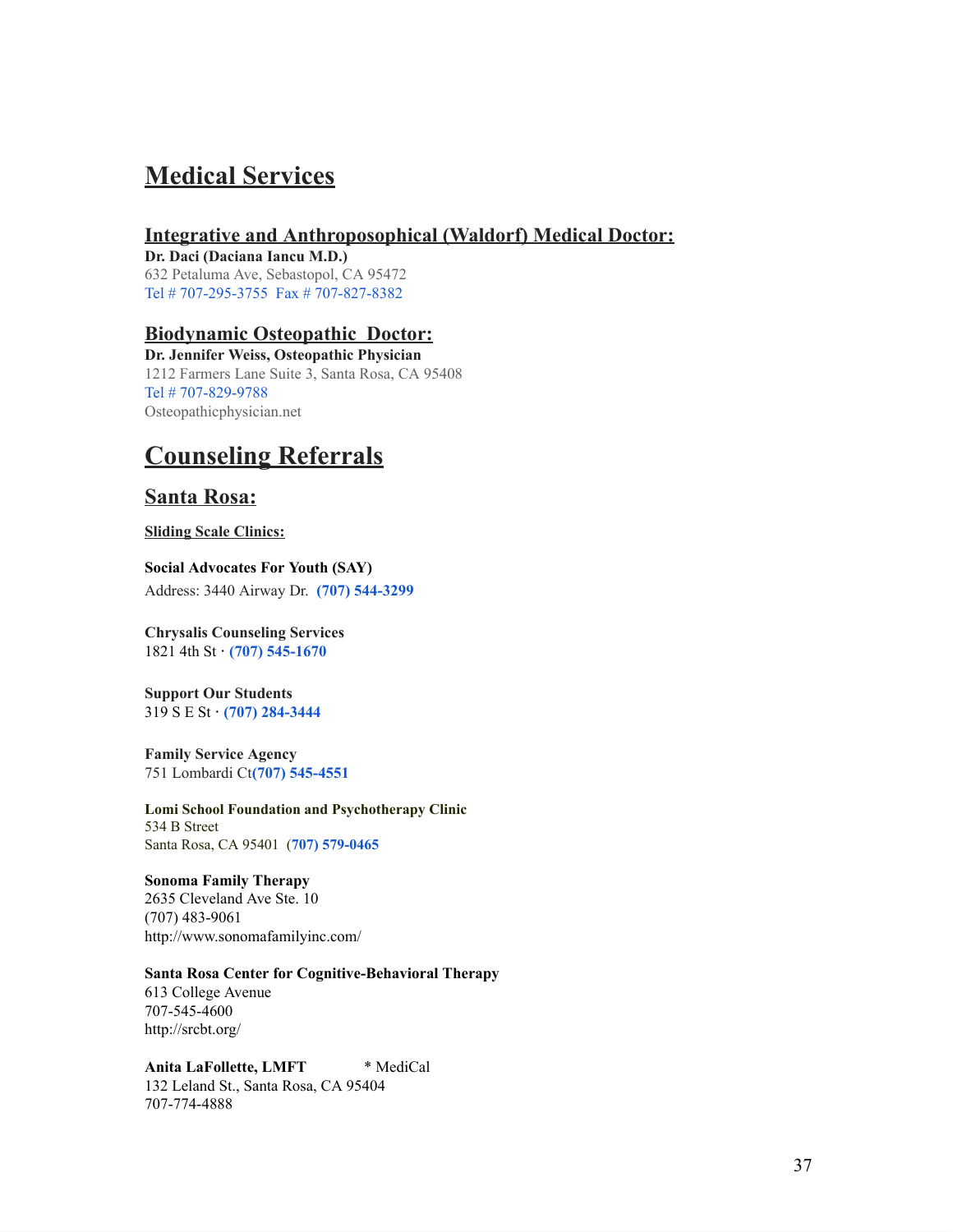# Medical Services

## Integrative and Anthroposophical (Waldorf) Medical Doctor:

**Dr. Daci (Daciana Iancu M.D.)**
632 Petaluma Ave, Sebastopol, CA 95472
Tel # 707-295-3755  Fax # 707-827-8382

## Biodynamic Osteopathic  Doctor:

**Dr. Jennifer Weiss, Osteopathic Physician**
1212 Farmers Lane Suite 3, Santa Rosa, CA 95408
Tel # 707-829-9788
Osteopathicphysician.net

# Counseling Referrals

## Santa Rosa:

### Sliding Scale Clinics:

**Social Advocates For Youth (SAY)**
Address: 3440 Airway Dr.  **(707) 544-3299**

**Chrysalis Counseling Services**
1821 4th St · **(707) 545-1670**

**Support Our Students**
319 S E St · **(707) 284-3444**

**Family Service Agency**
751 Lombardi Ct**(707) 545-4551**

**Lomi School Foundation and Psychotherapy Clinic**
534 B Street
Santa Rosa, CA 95401  **(707) 579-0465**

**Sonoma Family Therapy**
2635 Cleveland Ave Ste. 10
(707) 483-9061
http://www.sonomafamilyinc.com/

**Santa Rosa Center for Cognitive-Behavioral Therapy**
613 College Avenue
707-545-4600
http://srcbt.org/

**Anita LaFollette, LMFT**   * MediCal
132 Leland St., Santa Rosa, CA 95404
707-774-4888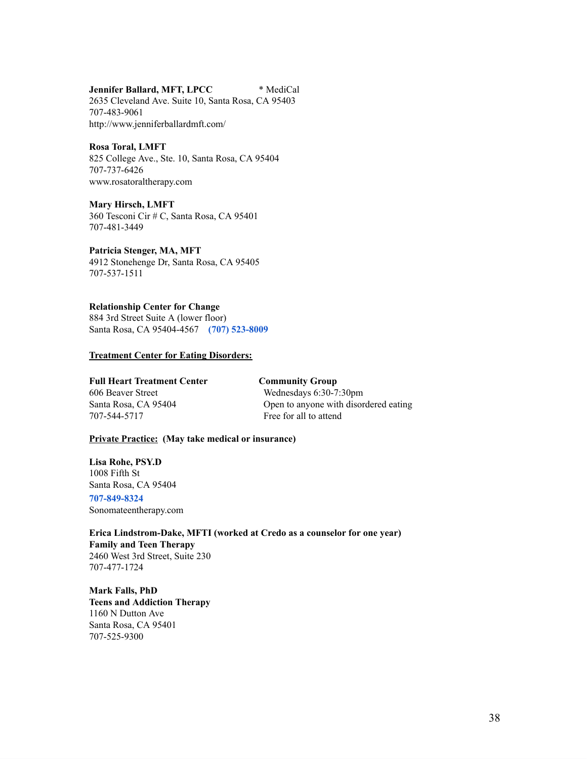**Jennifer Ballard, MFT, LPCC** * MediCal
2635 Cleveland Ave. Suite 10, Santa Rosa, CA 95403
707-483-9061
http://www.jenniferballardmft.com/

**Rosa Toral, LMFT**
825 College Ave., Ste. 10, Santa Rosa, CA 95404
707-737-6426
www.rosatoraltherapy.com

**Mary Hirsch, LMFT**
360 Tesconi Cir # C, Santa Rosa, CA 95401
707-481-3449

**Patricia Stenger, MA, MFT**
4912 Stonehenge Dr, Santa Rosa, CA 95405
707-537-1511

**Relationship Center for Change**
884 3rd Street Suite A (lower floor)
Santa Rosa, CA 95404-4567 **(707) 523-8009**

**Treatment Center for Eating Disorders:**

**Full Heart Treatment Center**
606 Beaver Street
Santa Rosa, CA 95404
707-544-5717

**Community Group**
Wednesdays 6:30-7:30pm
Open to anyone with disordered eating
Free for all to attend

**Private Practice: (May take medical or insurance)**

**Lisa Rohe, PSY.D**
1008 Fifth St
Santa Rosa, CA 95404
**707-849-8324**
Sonomateentherapy.com

**Erica Lindstrom-Dake, MFTI (worked at Credo as a counselor for one year)**
**Family and Teen Therapy**
2460 West 3rd Street, Suite 230
707-477-1724

**Mark Falls, PhD**
**Teens and Addiction Therapy**
1160 N Dutton Ave
Santa Rosa, CA 95401
707-525-9300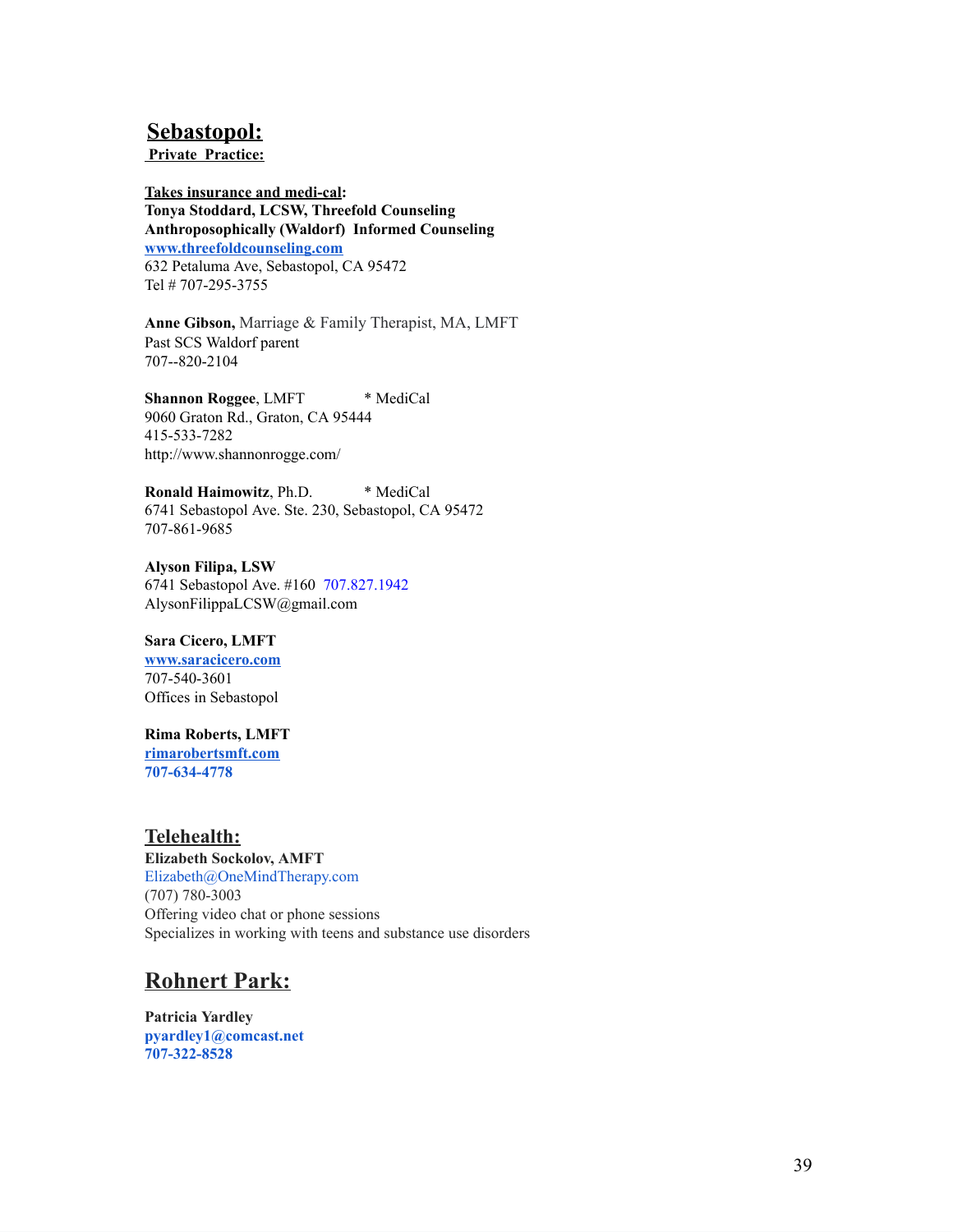## Sebastopol:

**Private Practice:**

**Takes insurance and medi-cal:**
**Tonya Stoddard, LCSW, Threefold Counseling**
**Anthroposophically (Waldorf) Informed Counseling**
**[www.threefoldcounseling.com](http://www.threefoldcounseling.com)**
632 Petaluma Ave, Sebastopol, CA 95472
Tel # 707-295-3755

**Anne Gibson,** Marriage & Family Therapist, MA, LMFT
Past SCS Waldorf parent
707--820-2104

**Shannon Roggee**, LMFT * MediCal
9060 Graton Rd., Graton, CA 95444
415-533-7282
http://www.shannonrogge.com/

**Ronald Haimowitz**, Ph.D. * MediCal
6741 Sebastopol Ave. Ste. 230, Sebastopol, CA 95472
707-861-9685

**Alyson Filipa, LSW**
6741 Sebastopol Ave. #160 707.827.1942
AlysonFilippaLCSW@gmail.com

**Sara Cicero, LMFT**
**[www.saracicero.com](http://www.saracicero.com)**
707-540-3601
Offices in Sebastopol

**Rima Roberts, LMFT**
**rimarobertsmft.com**
**707-634-4778**

## Telehealth:

**Elizabeth Sockolov, AMFT**
Elizabeth@OneMindTherapy.com
(707) 780-3003
Offering video chat or phone sessions
Specializes in working with teens and substance use disorders

## Rohnert Park:

**Patricia Yardley**
**pyardley1@comcast.net**
**707-322-8528**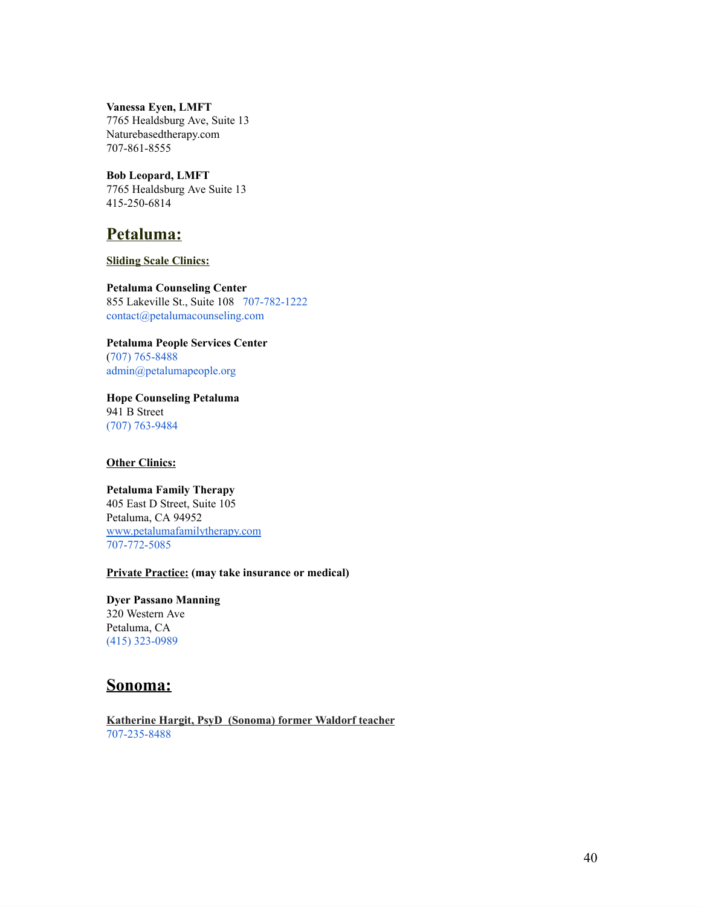**Vanessa Eyen, LMFT**
7765 Healdsburg Ave, Suite 13
Naturebasedtherapy.com
707-861-8555

**Bob Leopard, LMFT**
7765 Healdsburg Ave Suite 13
415-250-6814

## Petaluma:

### Sliding Scale Clinics:

**Petaluma Counseling Center**
855 Lakeville St., Suite 108 707-782-1222
contact@petalumacounseling.com

**Petaluma People Services Center**
(707) 765-8488
admin@petalumapeople.org

**Hope Counseling Petaluma**
941 B Street
(707) 763-9484

### Other Clinics:

**Petaluma Family Therapy**
405 East D Street, Suite 105
Petaluma, CA 94952
www.petalumafamilytherapy.com
707-772-5085

**Private Practice: (may take insurance or medical)**

**Dyer Passano Manning**
320 Western Ave
Petaluma, CA
(415) 323-0989

## Sonoma:

**Katherine Hargit, PsyD (Sonoma) former Waldorf teacher**
707-235-8488